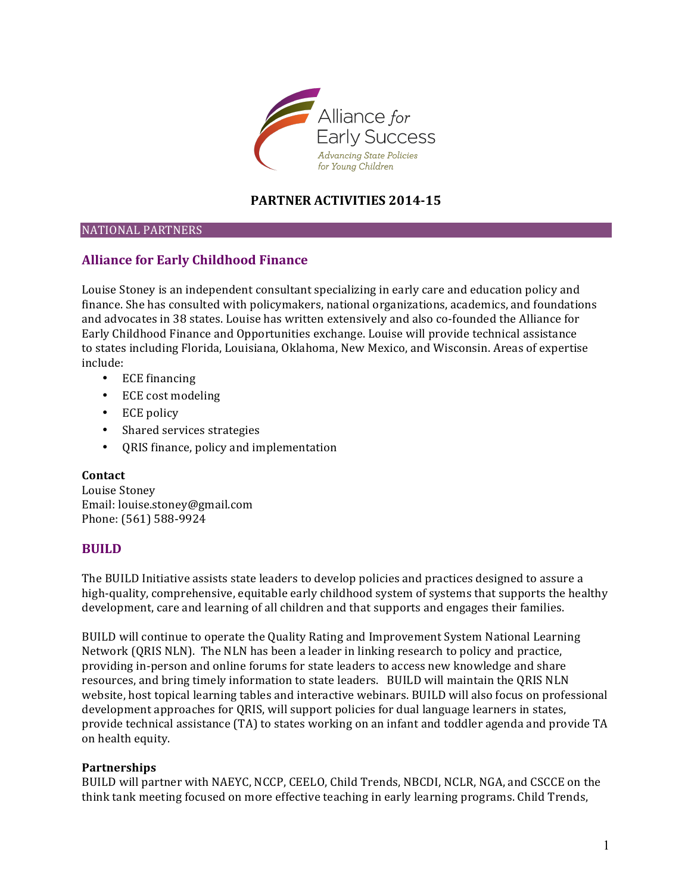Alliance *for* Early Success

*Advancing State Policies for Young Children*

# PARTNER ACTIVITIES 2014-15

## NATIONAL PARTNERS

### Alliance for Early Childhood Finance

Louise Stoney is an independent consultant specializing in early care and education policy and finance. She has consulted with policymakers, national organizations, academics, and foundations and advocates in 38 states. Louise has written extensively and also co-founded the Alliance for Early Childhood Finance and Opportunities exchange. Louise will provide technical assistance to states including Florida, Louisiana, Oklahoma, New Mexico, and Wisconsin. Areas of expertise include:

- ECE financing
- ECE cost modeling
- ECE policy
- Shared services strategies
- QRIS finance, policy and implementation

**Contact**
Louise Stoney
Email: louise.stoney@gmail.com
Phone: (561) 588-9924

### BUILD

The BUILD Initiative assists state leaders to develop policies and practices designed to assure a high-quality, comprehensive, equitable early childhood system of systems that supports the healthy development, care and learning of all children and that supports and engages their families.

BUILD will continue to operate the Quality Rating and Improvement System National Learning Network (QRIS NLN). The NLN has been a leader in linking research to policy and practice, providing in-person and online forums for state leaders to access new knowledge and share resources, and bring timely information to state leaders. BUILD will maintain the QRIS NLN website, host topical learning tables and interactive webinars. BUILD will also focus on professional development approaches for QRIS, will support policies for dual language learners in states, provide technical assistance (TA) to states working on an infant and toddler agenda and provide TA on health equity.

**Partnerships**
BUILD will partner with NAEYC, NCCP, CEELO, Child Trends, NBCDI, NCLR, NGA, and CSCCE on the think tank meeting focused on more effective teaching in early learning programs. Child Trends,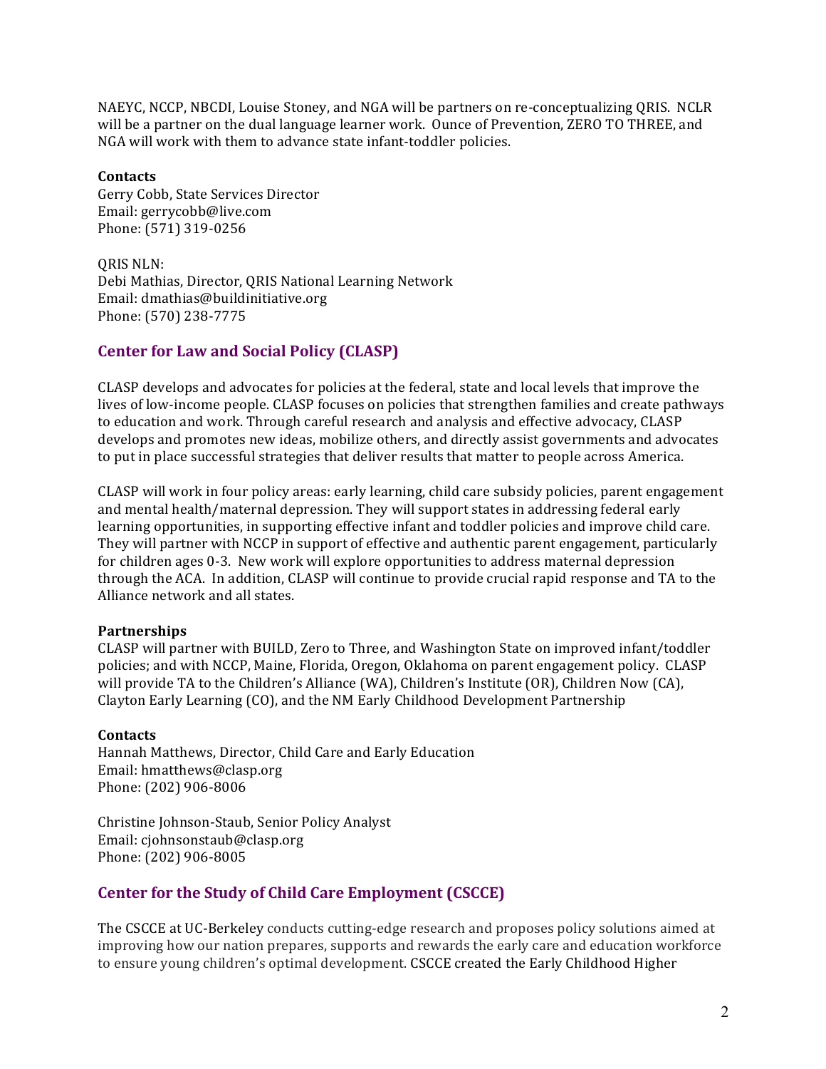NAEYC, NCCP, NBCDI, Louise Stoney, and NGA will be partners on re-conceptualizing QRIS. NCLR will be a partner on the dual language learner work. Ounce of Prevention, ZERO TO THREE, and NGA will work with them to advance state infant-toddler policies.

**Contacts**
Gerry Cobb, State Services Director
Email: gerrycobb@live.com
Phone: (571) 319-0256

QRIS NLN:
Debi Mathias, Director, QRIS National Learning Network
Email: dmathias@buildinitiative.org
Phone: (570) 238-7775

## Center for Law and Social Policy (CLASP)

CLASP develops and advocates for policies at the federal, state and local levels that improve the lives of low-income people. CLASP focuses on policies that strengthen families and create pathways to education and work. Through careful research and analysis and effective advocacy, CLASP develops and promotes new ideas, mobilize others, and directly assist governments and advocates to put in place successful strategies that deliver results that matter to people across America.

CLASP will work in four policy areas: early learning, child care subsidy policies, parent engagement and mental health/maternal depression. They will support states in addressing federal early learning opportunities, in supporting effective infant and toddler policies and improve child care. They will partner with NCCP in support of effective and authentic parent engagement, particularly for children ages 0-3. New work will explore opportunities to address maternal depression through the ACA. In addition, CLASP will continue to provide crucial rapid response and TA to the Alliance network and all states.

**Partnerships**
CLASP will partner with BUILD, Zero to Three, and Washington State on improved infant/toddler policies; and with NCCP, Maine, Florida, Oregon, Oklahoma on parent engagement policy. CLASP will provide TA to the Children's Alliance (WA), Children's Institute (OR), Children Now (CA), Clayton Early Learning (CO), and the NM Early Childhood Development Partnership

**Contacts**
Hannah Matthews, Director, Child Care and Early Education
Email: hmatthews@clasp.org
Phone: (202) 906-8006

Christine Johnson-Staub, Senior Policy Analyst
Email: cjohnsonstaub@clasp.org
Phone: (202) 906-8005

## Center for the Study of Child Care Employment (CSCCE)

The CSCCE at UC-Berkeley conducts cutting-edge research and proposes policy solutions aimed at improving how our nation prepares, supports and rewards the early care and education workforce to ensure young children's optimal development. CSCCE created the Early Childhood Higher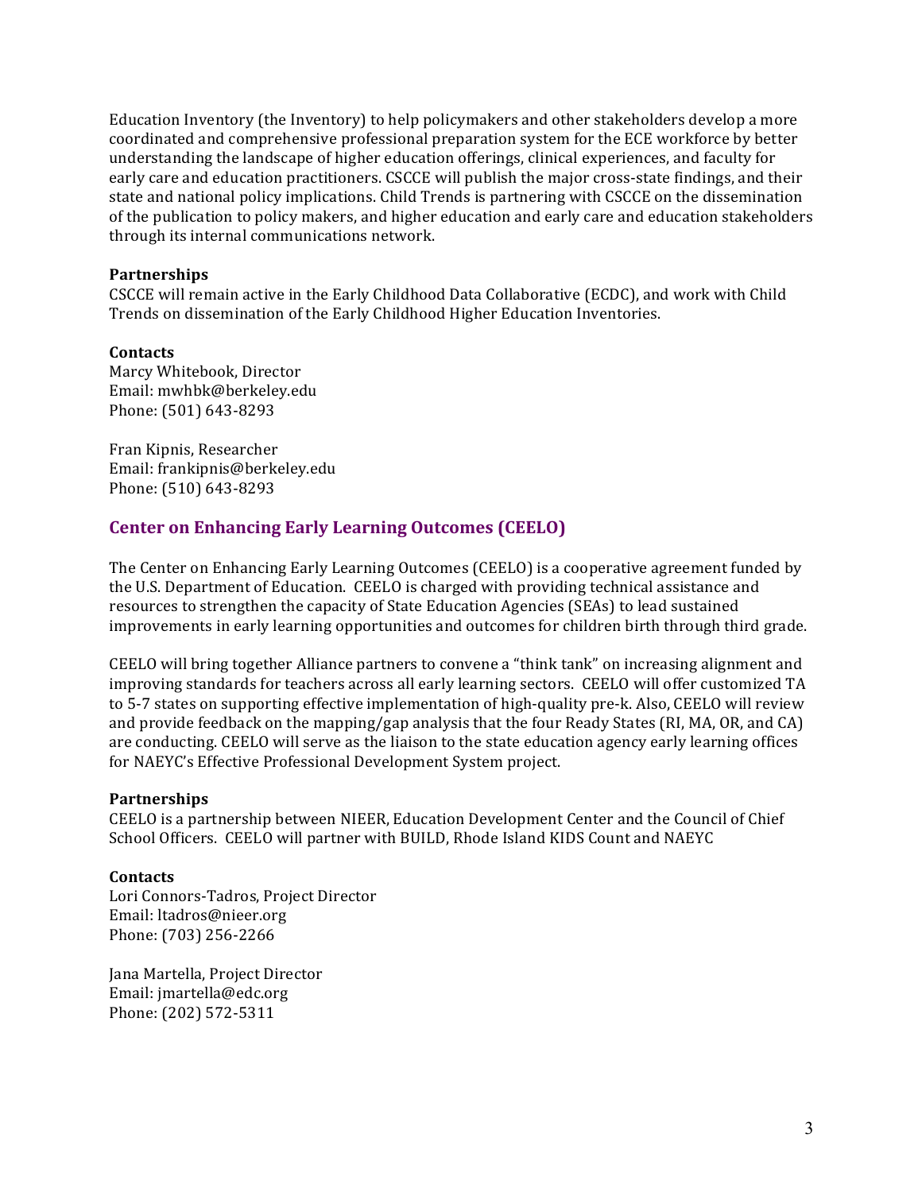Education Inventory (the Inventory) to help policymakers and other stakeholders develop a more coordinated and comprehensive professional preparation system for the ECE workforce by better understanding the landscape of higher education offerings, clinical experiences, and faculty for early care and education practitioners. CSCCE will publish the major cross-state findings, and their state and national policy implications. Child Trends is partnering with CSCCE on the dissemination of the publication to policy makers, and higher education and early care and education stakeholders through its internal communications network.

**Partnerships**
CSCCE will remain active in the Early Childhood Data Collaborative (ECDC), and work with Child Trends on dissemination of the Early Childhood Higher Education Inventories.

**Contacts**
Marcy Whitebook, Director
Email: mwhbk@berkeley.edu
Phone: (501) 643-8293

Fran Kipnis, Researcher
Email: frankipnis@berkeley.edu
Phone: (510) 643-8293

## Center on Enhancing Early Learning Outcomes (CEELO)

The Center on Enhancing Early Learning Outcomes (CEELO) is a cooperative agreement funded by the U.S. Department of Education. CEELO is charged with providing technical assistance and resources to strengthen the capacity of State Education Agencies (SEAs) to lead sustained improvements in early learning opportunities and outcomes for children birth through third grade.

CEELO will bring together Alliance partners to convene a "think tank" on increasing alignment and improving standards for teachers across all early learning sectors. CEELO will offer customized TA to 5-7 states on supporting effective implementation of high-quality pre-k. Also, CEELO will review and provide feedback on the mapping/gap analysis that the four Ready States (RI, MA, OR, and CA) are conducting. CEELO will serve as the liaison to the state education agency early learning offices for NAEYC's Effective Professional Development System project.

**Partnerships**
CEELO is a partnership between NIEER, Education Development Center and the Council of Chief School Officers. CEELO will partner with BUILD, Rhode Island KIDS Count and NAEYC

**Contacts**
Lori Connors-Tadros, Project Director
Email: ltadros@nieer.org
Phone: (703) 256-2266

Jana Martella, Project Director
Email: jmartella@edc.org
Phone: (202) 572-5311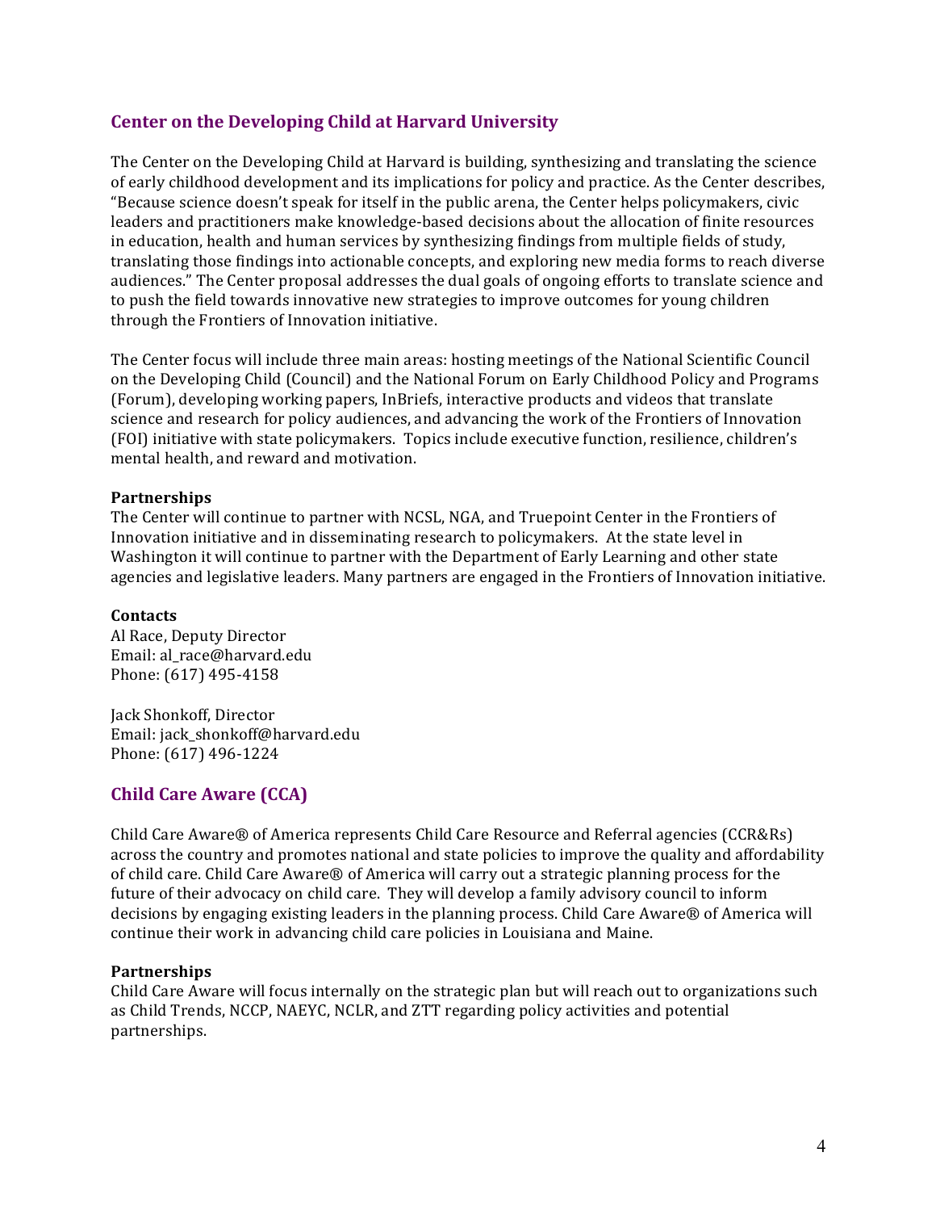## Center on the Developing Child at Harvard University

The Center on the Developing Child at Harvard is building, synthesizing and translating the science of early childhood development and its implications for policy and practice. As the Center describes, "Because science doesn't speak for itself in the public arena, the Center helps policymakers, civic leaders and practitioners make knowledge-based decisions about the allocation of finite resources in education, health and human services by synthesizing findings from multiple fields of study, translating those findings into actionable concepts, and exploring new media forms to reach diverse audiences." The Center proposal addresses the dual goals of ongoing efforts to translate science and to push the field towards innovative new strategies to improve outcomes for young children through the Frontiers of Innovation initiative.

The Center focus will include three main areas: hosting meetings of the National Scientific Council on the Developing Child (Council) and the National Forum on Early Childhood Policy and Programs (Forum), developing working papers, InBriefs, interactive products and videos that translate science and research for policy audiences, and advancing the work of the Frontiers of Innovation (FOI) initiative with state policymakers. Topics include executive function, resilience, children's mental health, and reward and motivation.

**Partnerships**
The Center will continue to partner with NCSL, NGA, and Truepoint Center in the Frontiers of Innovation initiative and in disseminating research to policymakers. At the state level in Washington it will continue to partner with the Department of Early Learning and other state agencies and legislative leaders. Many partners are engaged in the Frontiers of Innovation initiative.

**Contacts**
Al Race, Deputy Director
Email: al_race@harvard.edu
Phone: (617) 495-4158

Jack Shonkoff, Director
Email: jack_shonkoff@harvard.edu
Phone: (617) 496-1224

## Child Care Aware (CCA)

Child Care Aware® of America represents Child Care Resource and Referral agencies (CCR&Rs) across the country and promotes national and state policies to improve the quality and affordability of child care. Child Care Aware® of America will carry out a strategic planning process for the future of their advocacy on child care. They will develop a family advisory council to inform decisions by engaging existing leaders in the planning process. Child Care Aware® of America will continue their work in advancing child care policies in Louisiana and Maine.

**Partnerships**
Child Care Aware will focus internally on the strategic plan but will reach out to organizations such as Child Trends, NCCP, NAEYC, NCLR, and ZTT regarding policy activities and potential partnerships.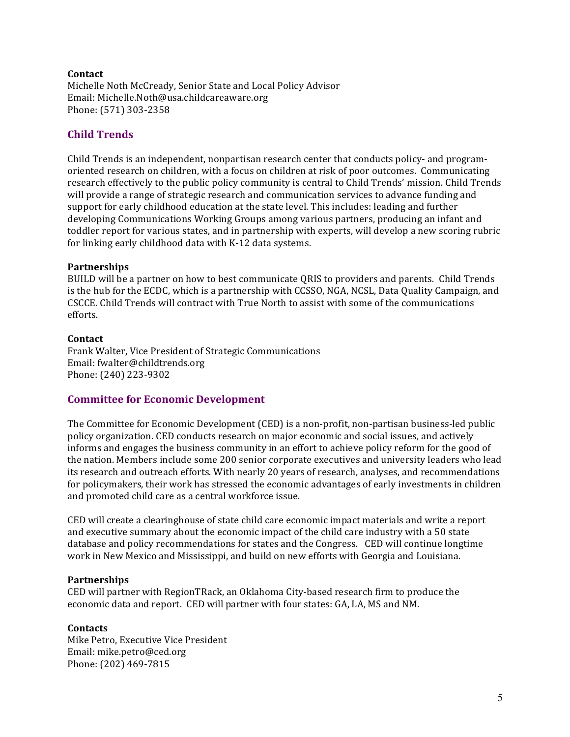**Contact**
Michelle Noth McCready, Senior State and Local Policy Advisor
Email: Michelle.Noth@usa.childcareaware.org
Phone: (571) 303-2358

## Child Trends

Child Trends is an independent, nonpartisan research center that conducts policy- and program-oriented research on children, with a focus on children at risk of poor outcomes. Communicating research effectively to the public policy community is central to Child Trends' mission. Child Trends will provide a range of strategic research and communication services to advance funding and support for early childhood education at the state level. This includes: leading and further developing Communications Working Groups among various partners, producing an infant and toddler report for various states, and in partnership with experts, will develop a new scoring rubric for linking early childhood data with K-12 data systems.

**Partnerships**
BUILD will be a partner on how to best communicate QRIS to providers and parents. Child Trends is the hub for the ECDC, which is a partnership with CCSSO, NGA, NCSL, Data Quality Campaign, and CSCCE. Child Trends will contract with True North to assist with some of the communications efforts.

**Contact**
Frank Walter, Vice President of Strategic Communications
Email: fwalter@childtrends.org
Phone: (240) 223-9302

## Committee for Economic Development

The Committee for Economic Development (CED) is a non-profit, non-partisan business-led public policy organization. CED conducts research on major economic and social issues, and actively informs and engages the business community in an effort to achieve policy reform for the good of the nation. Members include some 200 senior corporate executives and university leaders who lead its research and outreach efforts. With nearly 20 years of research, analyses, and recommendations for policymakers, their work has stressed the economic advantages of early investments in children and promoted child care as a central workforce issue.

CED will create a clearinghouse of state child care economic impact materials and write a report and executive summary about the economic impact of the child care industry with a 50 state database and policy recommendations for states and the Congress. CED will continue longtime work in New Mexico and Mississippi, and build on new efforts with Georgia and Louisiana.

**Partnerships**
CED will partner with RegionTRack, an Oklahoma City-based research firm to produce the economic data and report. CED will partner with four states: GA, LA, MS and NM.

**Contacts**
Mike Petro, Executive Vice President
Email: mike.petro@ced.org
Phone: (202) 469-7815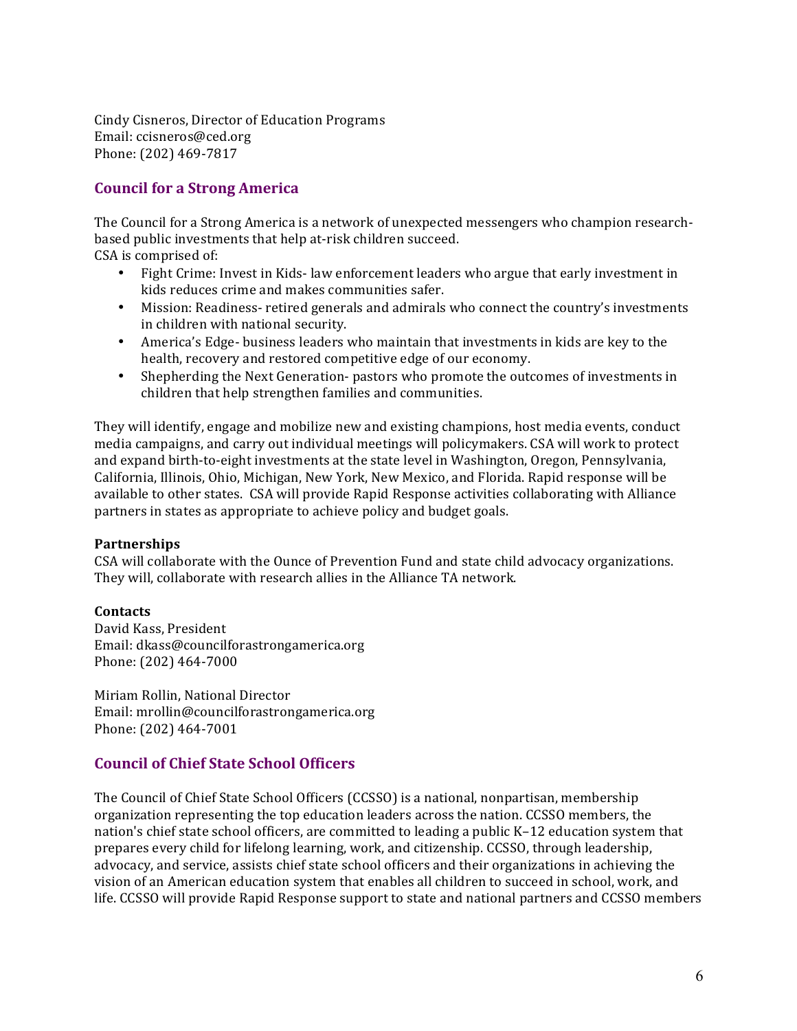Cindy Cisneros, Director of Education Programs  
Email: ccisneros@ced.org  
Phone: (202) 469-7817

## Council for a Strong America

The Council for a Strong America is a network of unexpected messengers who champion research-based public investments that help at-risk children succeed.  
CSA is comprised of:

- Fight Crime: Invest in Kids- law enforcement leaders who argue that early investment in kids reduces crime and makes communities safer.
- Mission: Readiness- retired generals and admirals who connect the country's investments in children with national security.
- America's Edge- business leaders who maintain that investments in kids are key to the health, recovery and restored competitive edge of our economy.
- Shepherding the Next Generation- pastors who promote the outcomes of investments in children that help strengthen families and communities.

They will identify, engage and mobilize new and existing champions, host media events, conduct media campaigns, and carry out individual meetings will policymakers. CSA will work to protect and expand birth-to-eight investments at the state level in Washington, Oregon, Pennsylvania, California, Illinois, Ohio, Michigan, New York, New Mexico, and Florida. Rapid response will be available to other states. CSA will provide Rapid Response activities collaborating with Alliance partners in states as appropriate to achieve policy and budget goals.

**Partnerships**  
CSA will collaborate with the Ounce of Prevention Fund and state child advocacy organizations. They will, collaborate with research allies in the Alliance TA network.

**Contacts**  
David Kass, President  
Email: dkass@councilforastrongamerica.org  
Phone: (202) 464-7000

Miriam Rollin, National Director  
Email: mrollin@councilforastrongamerica.org  
Phone: (202) 464-7001

## Council of Chief State School Officers

The Council of Chief State School Officers (CCSSO) is a national, nonpartisan, membership organization representing the top education leaders across the nation. CCSSO members, the nation's chief state school officers, are committed to leading a public K–12 education system that prepares every child for lifelong learning, work, and citizenship. CCSSO, through leadership, advocacy, and service, assists chief state school officers and their organizations in achieving the vision of an American education system that enables all children to succeed in school, work, and life. CCSSO will provide Rapid Response support to state and national partners and CCSSO members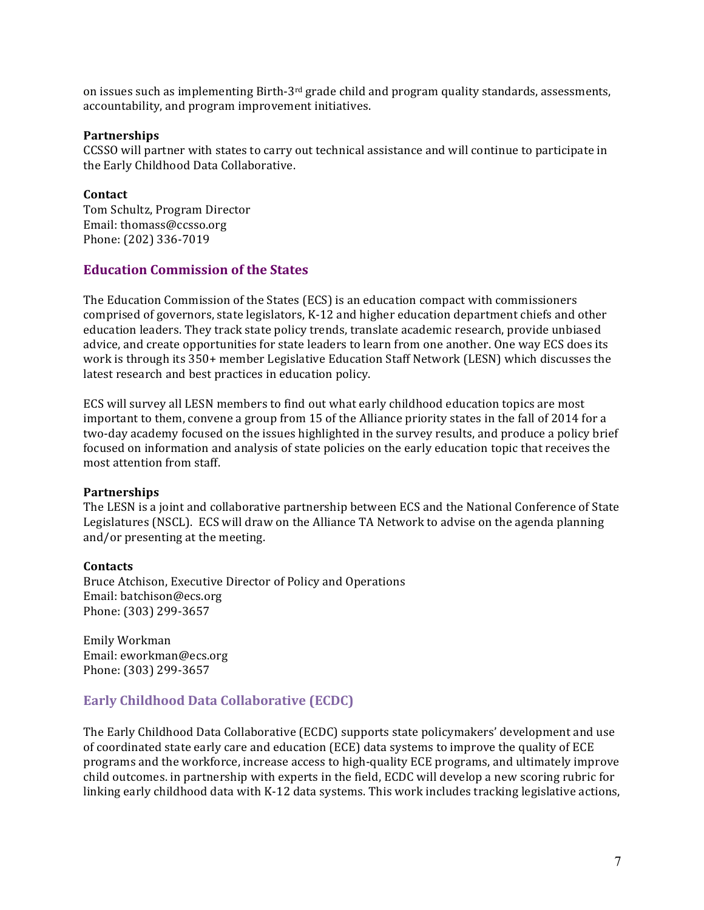on issues such as implementing Birth-3rd grade child and program quality standards, assessments, accountability, and program improvement initiatives.

**Partnerships**
CCSSO will partner with states to carry out technical assistance and will continue to participate in the Early Childhood Data Collaborative.

**Contact**
Tom Schultz, Program Director
Email: thomass@ccsso.org
Phone: (202) 336-7019

## Education Commission of the States

The Education Commission of the States (ECS) is an education compact with commissioners comprised of governors, state legislators, K-12 and higher education department chiefs and other education leaders. They track state policy trends, translate academic research, provide unbiased advice, and create opportunities for state leaders to learn from one another. One way ECS does its work is through its 350+ member Legislative Education Staff Network (LESN) which discusses the latest research and best practices in education policy.

ECS will survey all LESN members to find out what early childhood education topics are most important to them, convene a group from 15 of the Alliance priority states in the fall of 2014 for a two-day academy focused on the issues highlighted in the survey results, and produce a policy brief focused on information and analysis of state policies on the early education topic that receives the most attention from staff.

**Partnerships**
The LESN is a joint and collaborative partnership between ECS and the National Conference of State Legislatures (NSCL). ECS will draw on the Alliance TA Network to advise on the agenda planning and/or presenting at the meeting.

**Contacts**
Bruce Atchison, Executive Director of Policy and Operations
Email: batchison@ecs.org
Phone: (303) 299-3657

Emily Workman
Email: eworkman@ecs.org
Phone: (303) 299-3657

## Early Childhood Data Collaborative (ECDC)

The Early Childhood Data Collaborative (ECDC) supports state policymakers' development and use of coordinated state early care and education (ECE) data systems to improve the quality of ECE programs and the workforce, increase access to high-quality ECE programs, and ultimately improve child outcomes. in partnership with experts in the field, ECDC will develop a new scoring rubric for linking early childhood data with K-12 data systems. This work includes tracking legislative actions,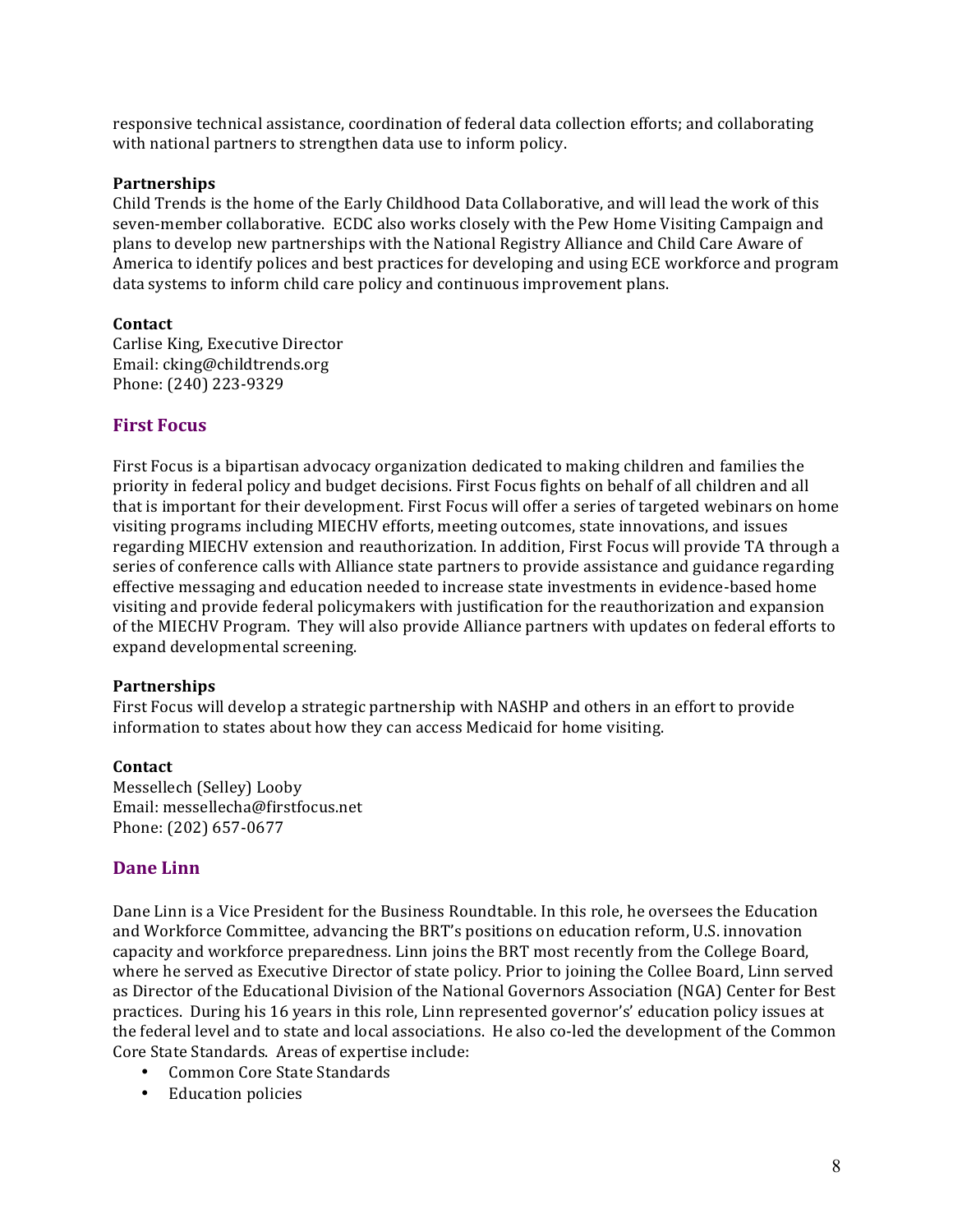responsive technical assistance, coordination of federal data collection efforts; and collaborating with national partners to strengthen data use to inform policy.

**Partnerships**
Child Trends is the home of the Early Childhood Data Collaborative, and will lead the work of this seven-member collaborative. ECDC also works closely with the Pew Home Visiting Campaign and plans to develop new partnerships with the National Registry Alliance and Child Care Aware of America to identify polices and best practices for developing and using ECE workforce and program data systems to inform child care policy and continuous improvement plans.

**Contact**
Carlise King, Executive Director
Email: cking@childtrends.org
Phone: (240) 223-9329

## First Focus

First Focus is a bipartisan advocacy organization dedicated to making children and families the priority in federal policy and budget decisions. First Focus fights on behalf of all children and all that is important for their development. First Focus will offer a series of targeted webinars on home visiting programs including MIECHV efforts, meeting outcomes, state innovations, and issues regarding MIECHV extension and reauthorization. In addition, First Focus will provide TA through a series of conference calls with Alliance state partners to provide assistance and guidance regarding effective messaging and education needed to increase state investments in evidence-based home visiting and provide federal policymakers with justification for the reauthorization and expansion of the MIECHV Program. They will also provide Alliance partners with updates on federal efforts to expand developmental screening.

**Partnerships**
First Focus will develop a strategic partnership with NASHP and others in an effort to provide information to states about how they can access Medicaid for home visiting.

**Contact**
Messellech (Selley) Looby
Email: messellecha@firstfocus.net
Phone: (202) 657-0677

## Dane Linn

Dane Linn is a Vice President for the Business Roundtable. In this role, he oversees the Education and Workforce Committee, advancing the BRT's positions on education reform, U.S. innovation capacity and workforce preparedness. Linn joins the BRT most recently from the College Board, where he served as Executive Director of state policy. Prior to joining the Collee Board, Linn served as Director of the Educational Division of the National Governors Association (NGA) Center for Best practices. During his 16 years in this role, Linn represented governor's' education policy issues at the federal level and to state and local associations. He also co-led the development of the Common Core State Standards. Areas of expertise include:

- Common Core State Standards
- Education policies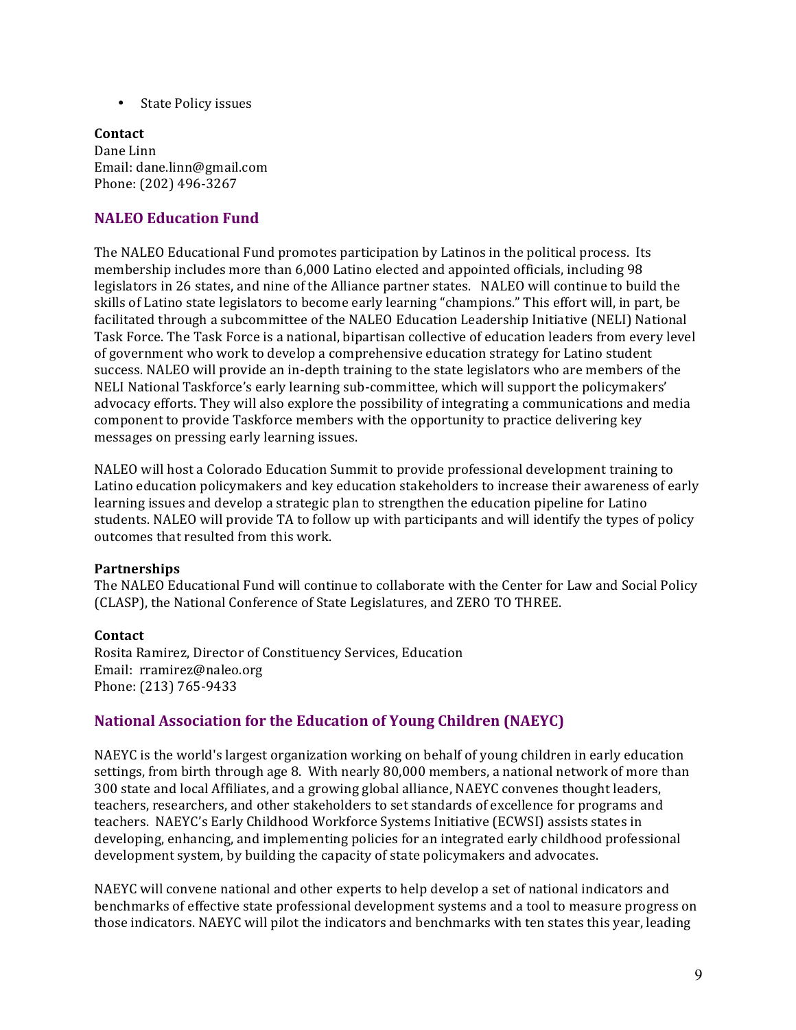- State Policy issues

**Contact**
Dane Linn
Email: dane.linn@gmail.com
Phone: (202) 496-3267

## NALEO Education Fund

The NALEO Educational Fund promotes participation by Latinos in the political process. Its membership includes more than 6,000 Latino elected and appointed officials, including 98 legislators in 26 states, and nine of the Alliance partner states. NALEO will continue to build the skills of Latino state legislators to become early learning "champions." This effort will, in part, be facilitated through a subcommittee of the NALEO Education Leadership Initiative (NELI) National Task Force. The Task Force is a national, bipartisan collective of education leaders from every level of government who work to develop a comprehensive education strategy for Latino student success. NALEO will provide an in-depth training to the state legislators who are members of the NELI National Taskforce's early learning sub-committee, which will support the policymakers' advocacy efforts. They will also explore the possibility of integrating a communications and media component to provide Taskforce members with the opportunity to practice delivering key messages on pressing early learning issues.

NALEO will host a Colorado Education Summit to provide professional development training to Latino education policymakers and key education stakeholders to increase their awareness of early learning issues and develop a strategic plan to strengthen the education pipeline for Latino students. NALEO will provide TA to follow up with participants and will identify the types of policy outcomes that resulted from this work.

**Partnerships**
The NALEO Educational Fund will continue to collaborate with the Center for Law and Social Policy (CLASP), the National Conference of State Legislatures, and ZERO TO THREE.

**Contact**
Rosita Ramirez, Director of Constituency Services, Education
Email: rramirez@naleo.org
Phone: (213) 765-9433

## National Association for the Education of Young Children (NAEYC)

NAEYC is the world's largest organization working on behalf of young children in early education settings, from birth through age 8. With nearly 80,000 members, a national network of more than 300 state and local Affiliates, and a growing global alliance, NAEYC convenes thought leaders, teachers, researchers, and other stakeholders to set standards of excellence for programs and teachers. NAEYC's Early Childhood Workforce Systems Initiative (ECWSI) assists states in developing, enhancing, and implementing policies for an integrated early childhood professional development system, by building the capacity of state policymakers and advocates.

NAEYC will convene national and other experts to help develop a set of national indicators and benchmarks of effective state professional development systems and a tool to measure progress on those indicators. NAEYC will pilot the indicators and benchmarks with ten states this year, leading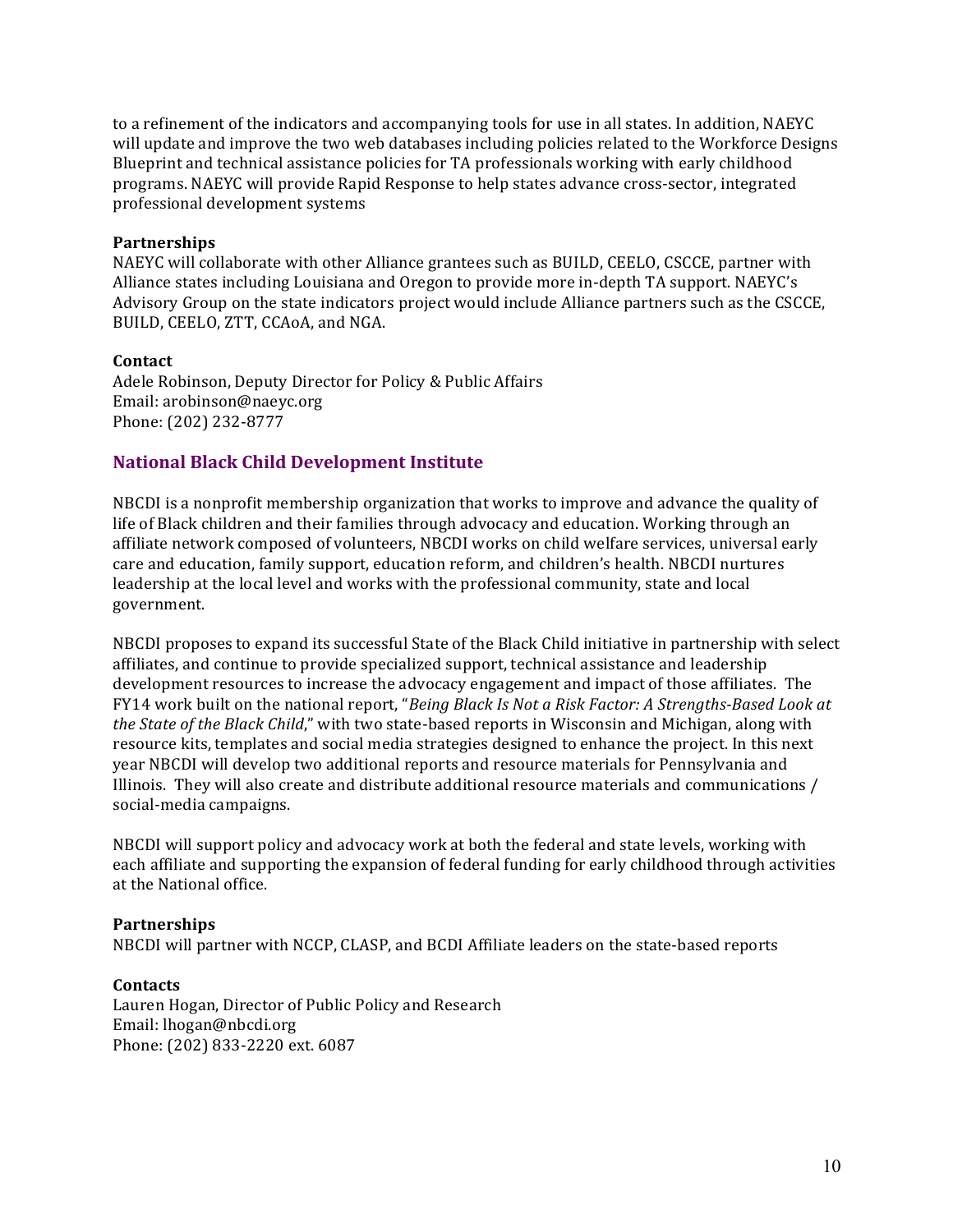to a refinement of the indicators and accompanying tools for use in all states. In addition, NAEYC will update and improve the two web databases including policies related to the Workforce Designs Blueprint and technical assistance policies for TA professionals working with early childhood programs. NAEYC will provide Rapid Response to help states advance cross-sector, integrated professional development systems

**Partnerships**
NAEYC will collaborate with other Alliance grantees such as BUILD, CEELO, CSCCE, partner with Alliance states including Louisiana and Oregon to provide more in-depth TA support. NAEYC's Advisory Group on the state indicators project would include Alliance partners such as the CSCCE, BUILD, CEELO, ZTT, CCAoA, and NGA.

**Contact**
Adele Robinson, Deputy Director for Policy & Public Affairs
Email: arobinson@naeyc.org
Phone: (202) 232-8777

## National Black Child Development Institute

NBCDI is a nonprofit membership organization that works to improve and advance the quality of life of Black children and their families through advocacy and education. Working through an affiliate network composed of volunteers, NBCDI works on child welfare services, universal early care and education, family support, education reform, and children's health. NBCDI nurtures leadership at the local level and works with the professional community, state and local government.

NBCDI proposes to expand its successful State of the Black Child initiative in partnership with select affiliates, and continue to provide specialized support, technical assistance and leadership development resources to increase the advocacy engagement and impact of those affiliates. The FY14 work built on the national report, "*Being Black Is Not a Risk Factor: A Strengths-Based Look at the State of the Black Child*," with two state-based reports in Wisconsin and Michigan, along with resource kits, templates and social media strategies designed to enhance the project. In this next year NBCDI will develop two additional reports and resource materials for Pennsylvania and Illinois. They will also create and distribute additional resource materials and communications / social-media campaigns.

NBCDI will support policy and advocacy work at both the federal and state levels, working with each affiliate and supporting the expansion of federal funding for early childhood through activities at the National office.

**Partnerships**
NBCDI will partner with NCCP, CLASP, and BCDI Affiliate leaders on the state-based reports

**Contacts**
Lauren Hogan, Director of Public Policy and Research
Email: lhogan@nbcdi.org
Phone: (202) 833-2220 ext. 6087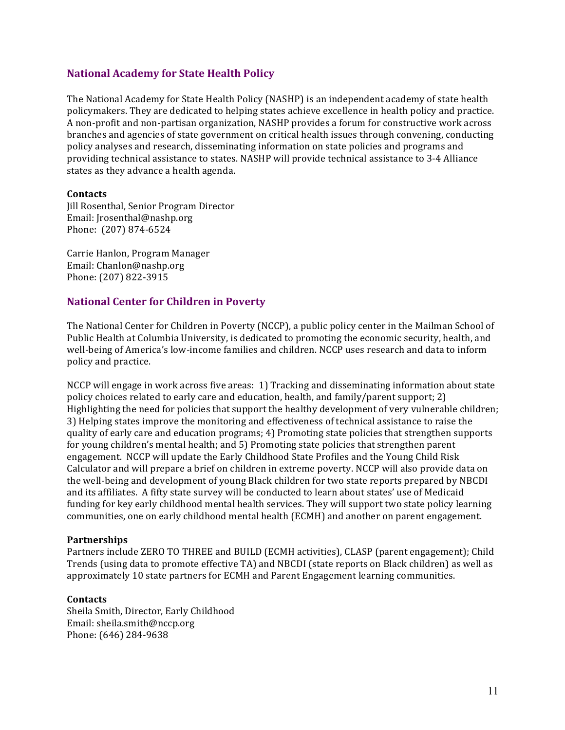## National Academy for State Health Policy

The National Academy for State Health Policy (NASHP) is an independent academy of state health policymakers. They are dedicated to helping states achieve excellence in health policy and practice. A non-profit and non-partisan organization, NASHP provides a forum for constructive work across branches and agencies of state government on critical health issues through convening, conducting policy analyses and research, disseminating information on state policies and programs and providing technical assistance to states. NASHP will provide technical assistance to 3-4 Alliance states as they advance a health agenda.

**Contacts**
Jill Rosenthal, Senior Program Director
Email: Jrosenthal@nashp.org
Phone: (207) 874-6524

Carrie Hanlon, Program Manager
Email: Chanlon@nashp.org
Phone: (207) 822-3915

## National Center for Children in Poverty

The National Center for Children in Poverty (NCCP), a public policy center in the Mailman School of Public Health at Columbia University, is dedicated to promoting the economic security, health, and well-being of America's low-income families and children. NCCP uses research and data to inform policy and practice.

NCCP will engage in work across five areas: 1) Tracking and disseminating information about state policy choices related to early care and education, health, and family/parent support; 2) Highlighting the need for policies that support the healthy development of very vulnerable children; 3) Helping states improve the monitoring and effectiveness of technical assistance to raise the quality of early care and education programs; 4) Promoting state policies that strengthen supports for young children's mental health; and 5) Promoting state policies that strengthen parent engagement. NCCP will update the Early Childhood State Profiles and the Young Child Risk Calculator and will prepare a brief on children in extreme poverty. NCCP will also provide data on the well-being and development of young Black children for two state reports prepared by NBCDI and its affiliates. A fifty state survey will be conducted to learn about states' use of Medicaid funding for key early childhood mental health services. They will support two state policy learning communities, one on early childhood mental health (ECMH) and another on parent engagement.

**Partnerships**
Partners include ZERO TO THREE and BUILD (ECMH activities), CLASP (parent engagement); Child Trends (using data to promote effective TA) and NBCDI (state reports on Black children) as well as approximately 10 state partners for ECMH and Parent Engagement learning communities.

**Contacts**
Sheila Smith, Director, Early Childhood
Email: sheila.smith@nccp.org
Phone: (646) 284-9638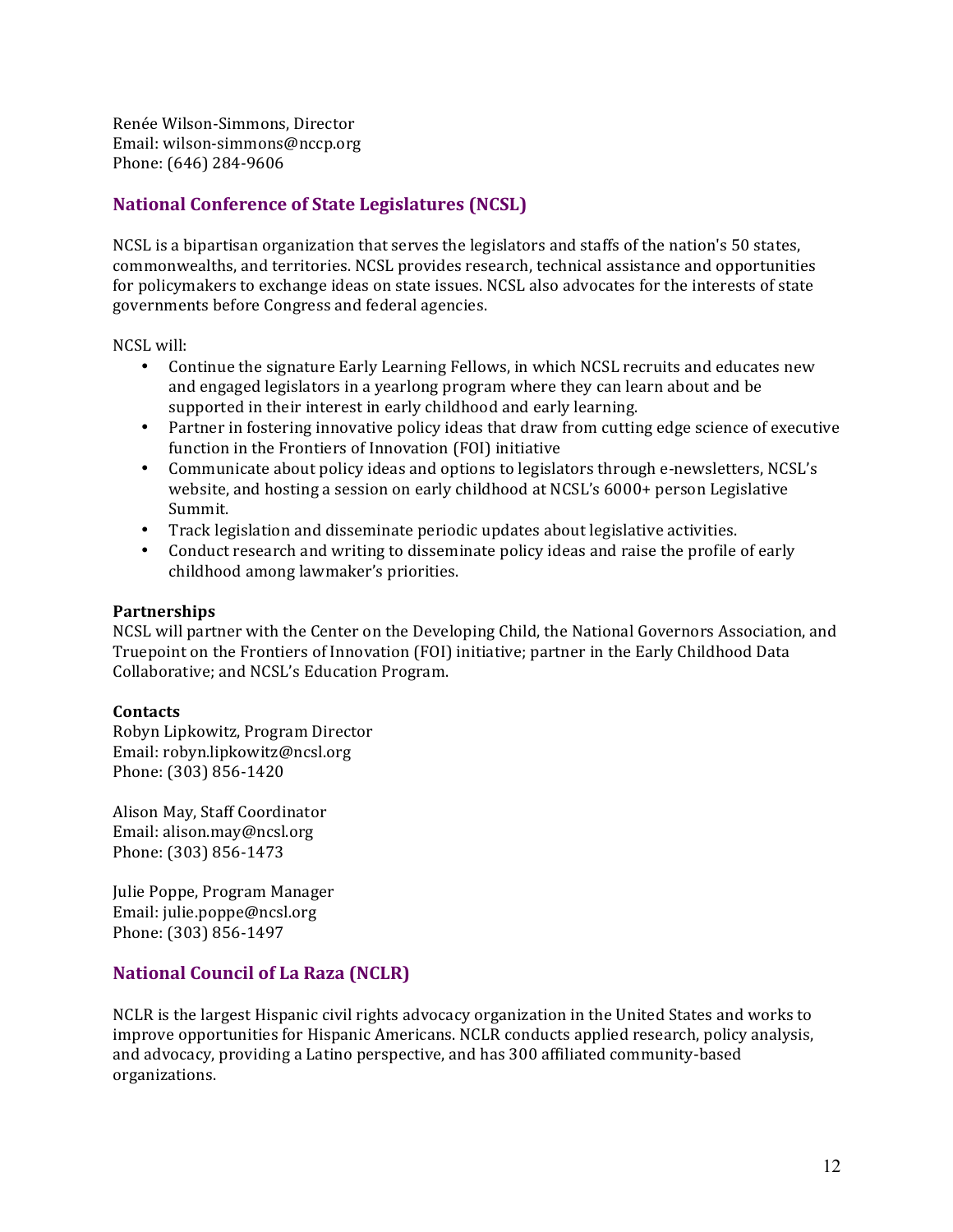Renée Wilson-Simmons, Director
Email: wilson-simmons@nccp.org
Phone: (646) 284-9606

## National Conference of State Legislatures (NCSL)

NCSL is a bipartisan organization that serves the legislators and staffs of the nation's 50 states, commonwealths, and territories. NCSL provides research, technical assistance and opportunities for policymakers to exchange ideas on state issues. NCSL also advocates for the interests of state governments before Congress and federal agencies.

NCSL will:

- Continue the signature Early Learning Fellows, in which NCSL recruits and educates new and engaged legislators in a yearlong program where they can learn about and be supported in their interest in early childhood and early learning.
- Partner in fostering innovative policy ideas that draw from cutting edge science of executive function in the Frontiers of Innovation (FOI) initiative
- Communicate about policy ideas and options to legislators through e-newsletters, NCSL's website, and hosting a session on early childhood at NCSL's 6000+ person Legislative Summit.
- Track legislation and disseminate periodic updates about legislative activities.
- Conduct research and writing to disseminate policy ideas and raise the profile of early childhood among lawmaker's priorities.

**Partnerships**
NCSL will partner with the Center on the Developing Child, the National Governors Association, and Truepoint on the Frontiers of Innovation (FOI) initiative; partner in the Early Childhood Data Collaborative; and NCSL's Education Program.

**Contacts**
Robyn Lipkowitz, Program Director
Email: robyn.lipkowitz@ncsl.org
Phone: (303) 856-1420

Alison May, Staff Coordinator
Email: alison.may@ncsl.org
Phone: (303) 856-1473

Julie Poppe, Program Manager
Email: julie.poppe@ncsl.org
Phone: (303) 856-1497

## National Council of La Raza (NCLR)

NCLR is the largest Hispanic civil rights advocacy organization in the United States and works to improve opportunities for Hispanic Americans. NCLR conducts applied research, policy analysis, and advocacy, providing a Latino perspective, and has 300 affiliated community-based organizations.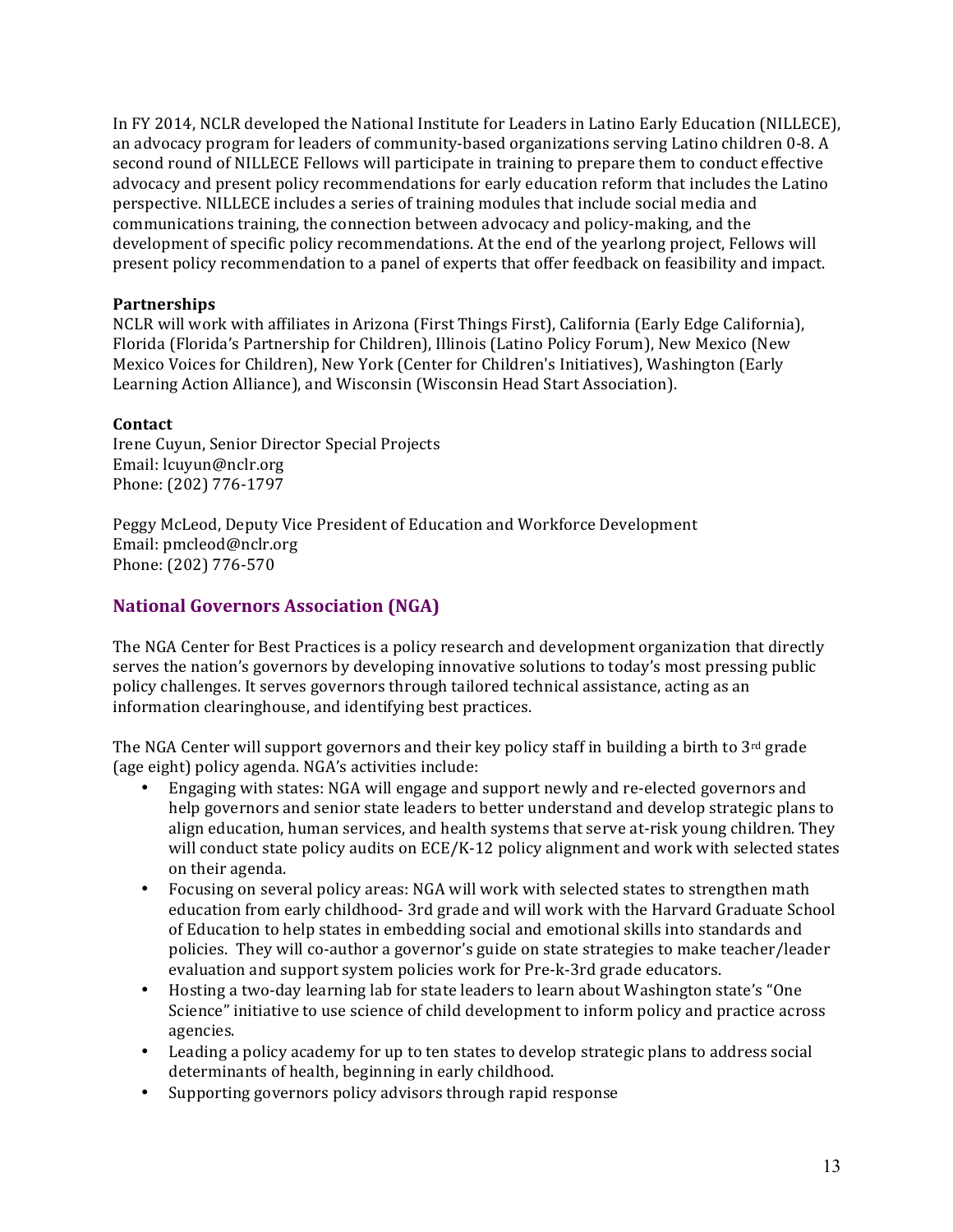In FY 2014, NCLR developed the National Institute for Leaders in Latino Early Education (NILLECE), an advocacy program for leaders of community-based organizations serving Latino children 0-8. A second round of NILLECE Fellows will participate in training to prepare them to conduct effective advocacy and present policy recommendations for early education reform that includes the Latino perspective. NILLECE includes a series of training modules that include social media and communications training, the connection between advocacy and policy-making, and the development of specific policy recommendations. At the end of the yearlong project, Fellows will present policy recommendation to a panel of experts that offer feedback on feasibility and impact.

**Partnerships**
NCLR will work with affiliates in Arizona (First Things First), California (Early Edge California), Florida (Florida's Partnership for Children), Illinois (Latino Policy Forum), New Mexico (New Mexico Voices for Children), New York (Center for Children's Initiatives), Washington (Early Learning Action Alliance), and Wisconsin (Wisconsin Head Start Association).

**Contact**
Irene Cuyun, Senior Director Special Projects
Email: lcuyun@nclr.org
Phone: (202) 776-1797

Peggy McLeod, Deputy Vice President of Education and Workforce Development
Email: pmcleod@nclr.org
Phone: (202) 776-570

## National Governors Association (NGA)

The NGA Center for Best Practices is a policy research and development organization that directly serves the nation's governors by developing innovative solutions to today's most pressing public policy challenges. It serves governors through tailored technical assistance, acting as an information clearinghouse, and identifying best practices.

The NGA Center will support governors and their key policy staff in building a birth to 3rd grade (age eight) policy agenda. NGA's activities include:

- Engaging with states: NGA will engage and support newly and re-elected governors and help governors and senior state leaders to better understand and develop strategic plans to align education, human services, and health systems that serve at-risk young children. They will conduct state policy audits on ECE/K-12 policy alignment and work with selected states on their agenda.
- Focusing on several policy areas: NGA will work with selected states to strengthen math education from early childhood- 3rd grade and will work with the Harvard Graduate School of Education to help states in embedding social and emotional skills into standards and policies. They will co-author a governor's guide on state strategies to make teacher/leader evaluation and support system policies work for Pre-k-3rd grade educators.
- Hosting a two-day learning lab for state leaders to learn about Washington state's "One Science" initiative to use science of child development to inform policy and practice across agencies.
- Leading a policy academy for up to ten states to develop strategic plans to address social determinants of health, beginning in early childhood.
- Supporting governors policy advisors through rapid response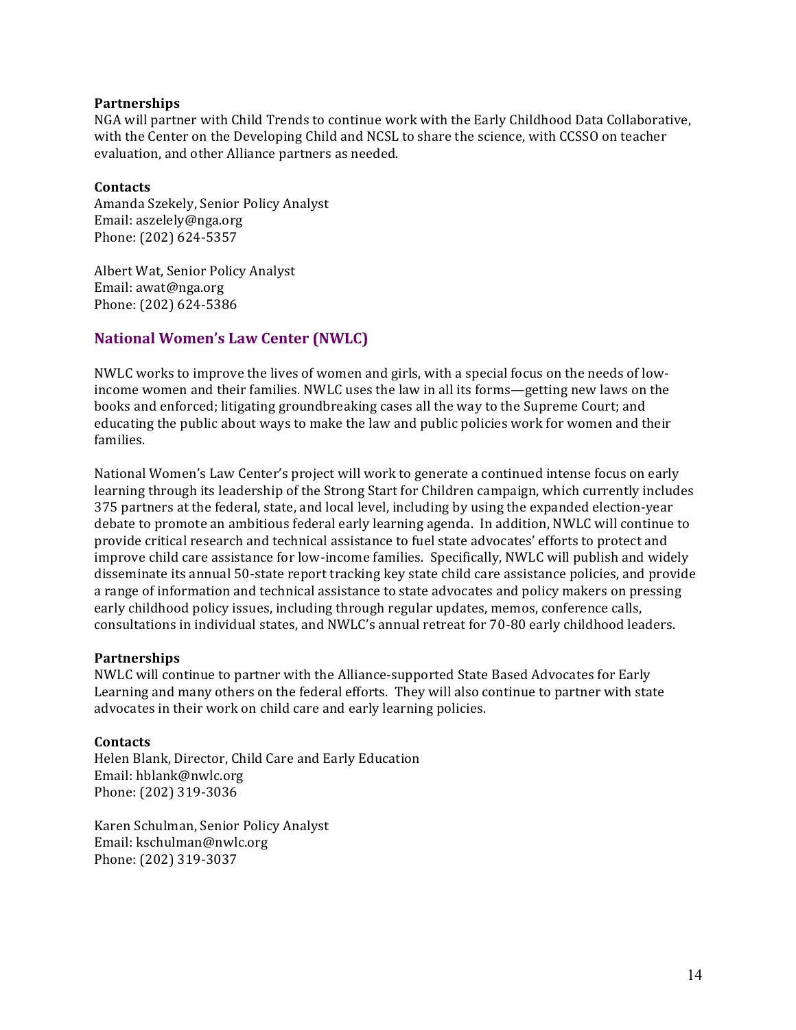**Partnerships**

NGA will partner with Child Trends to continue work with the Early Childhood Data Collaborative, with the Center on the Developing Child and NCSL to share the science, with CCSSO on teacher evaluation, and other Alliance partners as needed.

**Contacts**

Amanda Szekely, Senior Policy Analyst
Email: aszelely@nga.org
Phone: (202) 624-5357

Albert Wat, Senior Policy Analyst
Email: awat@nga.org
Phone: (202) 624-5386

## National Women's Law Center (NWLC)

NWLC works to improve the lives of women and girls, with a special focus on the needs of low-income women and their families. NWLC uses the law in all its forms—getting new laws on the books and enforced; litigating groundbreaking cases all the way to the Supreme Court; and educating the public about ways to make the law and public policies work for women and their families.

National Women's Law Center's project will work to generate a continued intense focus on early learning through its leadership of the Strong Start for Children campaign, which currently includes 375 partners at the federal, state, and local level, including by using the expanded election-year debate to promote an ambitious federal early learning agenda. In addition, NWLC will continue to provide critical research and technical assistance to fuel state advocates' efforts to protect and improve child care assistance for low-income families. Specifically, NWLC will publish and widely disseminate its annual 50-state report tracking key state child care assistance policies, and provide a range of information and technical assistance to state advocates and policy makers on pressing early childhood policy issues, including through regular updates, memos, conference calls, consultations in individual states, and NWLC's annual retreat for 70-80 early childhood leaders.

**Partnerships**

NWLC will continue to partner with the Alliance-supported State Based Advocates for Early Learning and many others on the federal efforts. They will also continue to partner with state advocates in their work on child care and early learning policies.

**Contacts**

Helen Blank, Director, Child Care and Early Education
Email: hblank@nwlc.org
Phone: (202) 319-3036

Karen Schulman, Senior Policy Analyst
Email: kschulman@nwlc.org
Phone: (202) 319-3037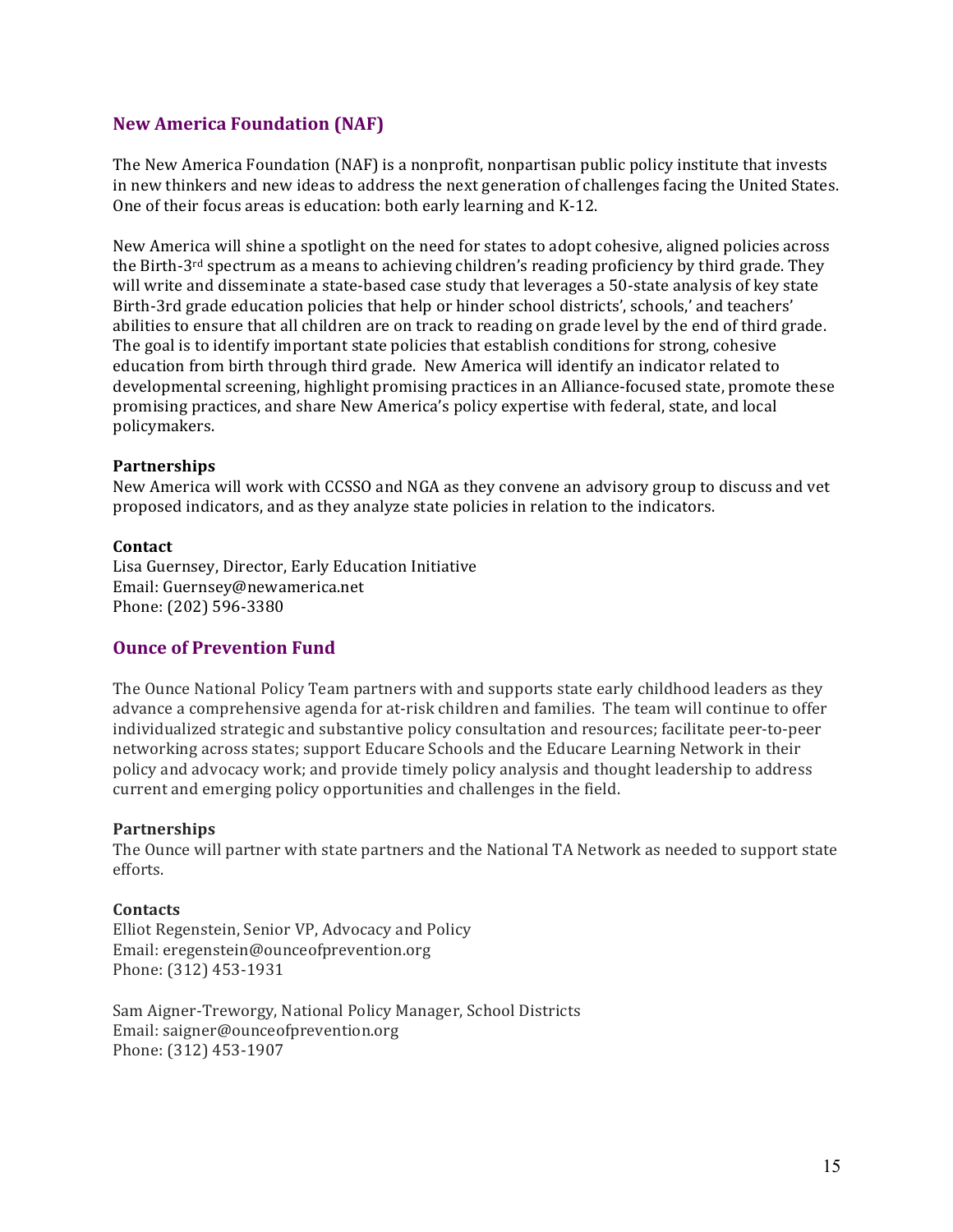## New America Foundation (NAF)

The New America Foundation (NAF) is a nonprofit, nonpartisan public policy institute that invests in new thinkers and new ideas to address the next generation of challenges facing the United States. One of their focus areas is education: both early learning and K-12.

New America will shine a spotlight on the need for states to adopt cohesive, aligned policies across the Birth-3rd spectrum as a means to achieving children's reading proficiency by third grade. They will write and disseminate a state-based case study that leverages a 50-state analysis of key state Birth-3rd grade education policies that help or hinder school districts', schools,' and teachers' abilities to ensure that all children are on track to reading on grade level by the end of third grade. The goal is to identify important state policies that establish conditions for strong, cohesive education from birth through third grade. New America will identify an indicator related to developmental screening, highlight promising practices in an Alliance-focused state, promote these promising practices, and share New America's policy expertise with federal, state, and local policymakers.

**Partnerships**
New America will work with CCSSO and NGA as they convene an advisory group to discuss and vet proposed indicators, and as they analyze state policies in relation to the indicators.

**Contact**
Lisa Guernsey, Director, Early Education Initiative
Email: Guernsey@newamerica.net
Phone: (202) 596-3380

## Ounce of Prevention Fund

The Ounce National Policy Team partners with and supports state early childhood leaders as they advance a comprehensive agenda for at-risk children and families. The team will continue to offer individualized strategic and substantive policy consultation and resources; facilitate peer-to-peer networking across states; support Educare Schools and the Educare Learning Network in their policy and advocacy work; and provide timely policy analysis and thought leadership to address current and emerging policy opportunities and challenges in the field.

**Partnerships**
The Ounce will partner with state partners and the National TA Network as needed to support state efforts.

**Contacts**
Elliot Regenstein, Senior VP, Advocacy and Policy
Email: eregenstein@ounceofprevention.org
Phone: (312) 453-1931

Sam Aigner-Treworgy, National Policy Manager, School Districts
Email: saigner@ounceofprevention.org
Phone: (312) 453-1907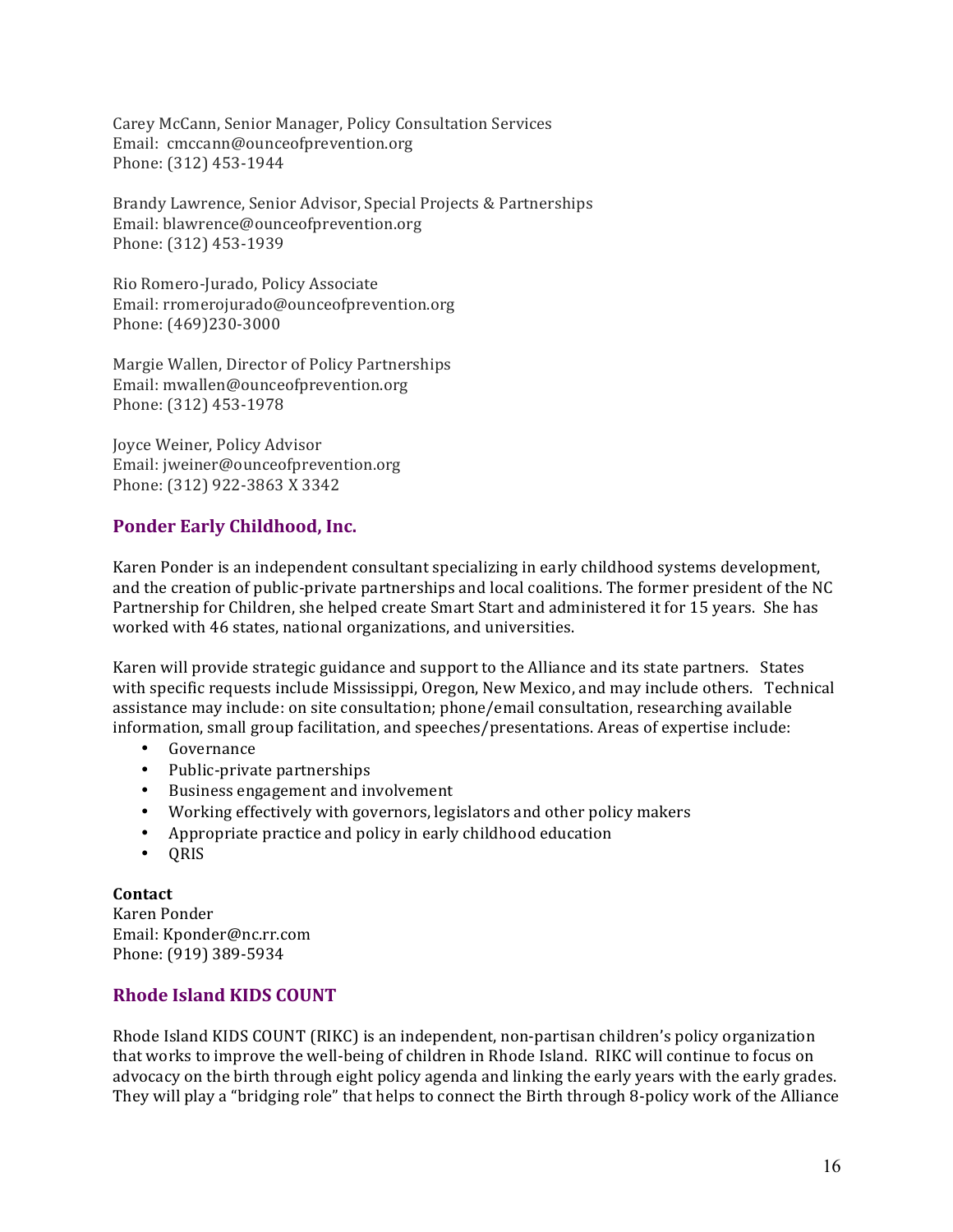Carey McCann, Senior Manager, Policy Consultation Services
Email: cmccann@ounceofprevention.org
Phone: (312) 453-1944

Brandy Lawrence, Senior Advisor, Special Projects & Partnerships
Email: blawrence@ounceofprevention.org
Phone: (312) 453-1939

Rio Romero-Jurado, Policy Associate
Email: rromerojurado@ounceofprevention.org
Phone: (469)230-3000

Margie Wallen, Director of Policy Partnerships
Email: mwallen@ounceofprevention.org
Phone: (312) 453-1978

Joyce Weiner, Policy Advisor
Email: jweiner@ounceofprevention.org
Phone: (312) 922-3863 X 3342

## Ponder Early Childhood, Inc.

Karen Ponder is an independent consultant specializing in early childhood systems development, and the creation of public-private partnerships and local coalitions. The former president of the NC Partnership for Children, she helped create Smart Start and administered it for 15 years. She has worked with 46 states, national organizations, and universities.

Karen will provide strategic guidance and support to the Alliance and its state partners. States with specific requests include Mississippi, Oregon, New Mexico, and may include others. Technical assistance may include: on site consultation; phone/email consultation, researching available information, small group facilitation, and speeches/presentations. Areas of expertise include:

- Governance
- Public-private partnerships
- Business engagement and involvement
- Working effectively with governors, legislators and other policy makers
- Appropriate practice and policy in early childhood education
- QRIS

**Contact**
Karen Ponder
Email: Kponder@nc.rr.com
Phone: (919) 389-5934

## Rhode Island KIDS COUNT

Rhode Island KIDS COUNT (RIKC) is an independent, non-partisan children's policy organization that works to improve the well-being of children in Rhode Island. RIKC will continue to focus on advocacy on the birth through eight policy agenda and linking the early years with the early grades. They will play a "bridging role" that helps to connect the Birth through 8-policy work of the Alliance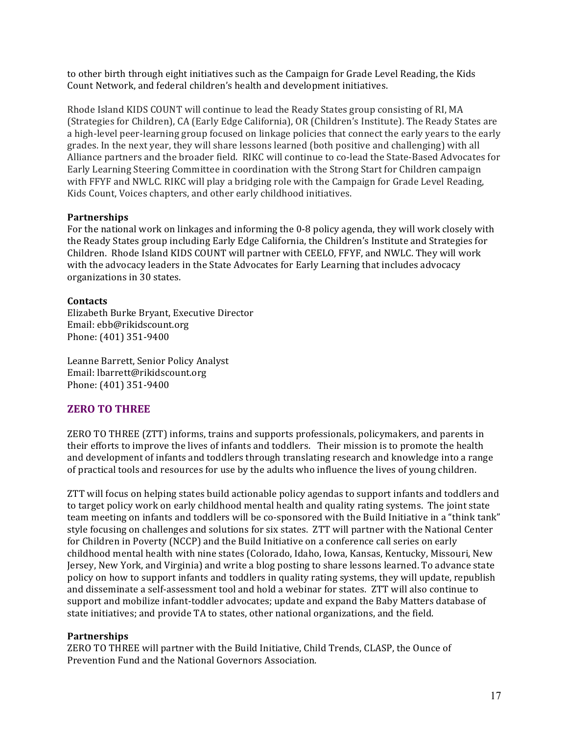to other birth through eight initiatives such as the Campaign for Grade Level Reading, the Kids Count Network, and federal children's health and development initiatives.

Rhode Island KIDS COUNT will continue to lead the Ready States group consisting of RI, MA (Strategies for Children), CA (Early Edge California), OR (Children's Institute). The Ready States are a high-level peer-learning group focused on linkage policies that connect the early years to the early grades. In the next year, they will share lessons learned (both positive and challenging) with all Alliance partners and the broader field. RIKC will continue to co-lead the State-Based Advocates for Early Learning Steering Committee in coordination with the Strong Start for Children campaign with FFYF and NWLC. RIKC will play a bridging role with the Campaign for Grade Level Reading, Kids Count, Voices chapters, and other early childhood initiatives.

**Partnerships**
For the national work on linkages and informing the 0-8 policy agenda, they will work closely with the Ready States group including Early Edge California, the Children's Institute and Strategies for Children. Rhode Island KIDS COUNT will partner with CEELO, FFYF, and NWLC. They will work with the advocacy leaders in the State Advocates for Early Learning that includes advocacy organizations in 30 states.

**Contacts**
Elizabeth Burke Bryant, Executive Director
Email: ebb@rikidscount.org
Phone: (401) 351-9400

Leanne Barrett, Senior Policy Analyst
Email: lbarrett@rikidscount.org
Phone: (401) 351-9400

## ZERO TO THREE

ZERO TO THREE (ZTT) informs, trains and supports professionals, policymakers, and parents in their efforts to improve the lives of infants and toddlers. Their mission is to promote the health and development of infants and toddlers through translating research and knowledge into a range of practical tools and resources for use by the adults who influence the lives of young children.

ZTT will focus on helping states build actionable policy agendas to support infants and toddlers and to target policy work on early childhood mental health and quality rating systems. The joint state team meeting on infants and toddlers will be co-sponsored with the Build Initiative in a "think tank" style focusing on challenges and solutions for six states. ZTT will partner with the National Center for Children in Poverty (NCCP) and the Build Initiative on a conference call series on early childhood mental health with nine states (Colorado, Idaho, Iowa, Kansas, Kentucky, Missouri, New Jersey, New York, and Virginia) and write a blog posting to share lessons learned. To advance state policy on how to support infants and toddlers in quality rating systems, they will update, republish and disseminate a self-assessment tool and hold a webinar for states. ZTT will also continue to support and mobilize infant-toddler advocates; update and expand the Baby Matters database of state initiatives; and provide TA to states, other national organizations, and the field.

**Partnerships**
ZERO TO THREE will partner with the Build Initiative, Child Trends, CLASP, the Ounce of Prevention Fund and the National Governors Association.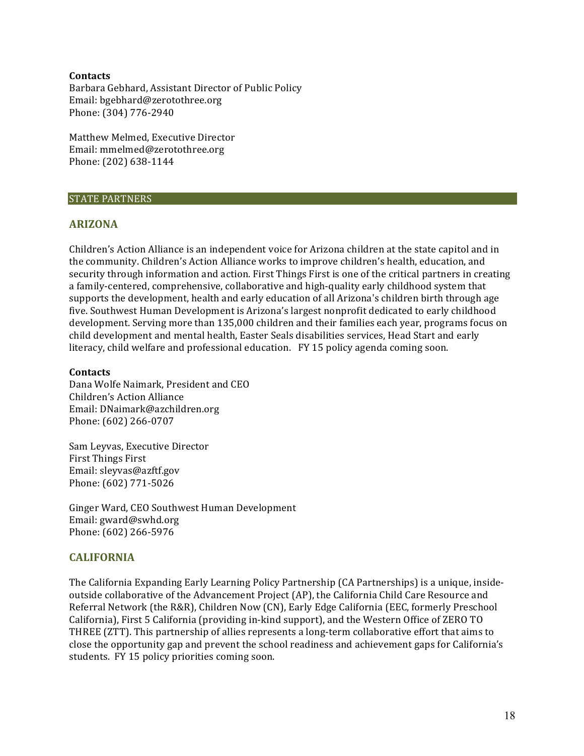**Contacts**
Barbara Gebhard, Assistant Director of Public Policy
Email: bgebhard@zerotothree.org
Phone: (304) 776-2940

Matthew Melmed, Executive Director
Email: mmelmed@zerotothree.org
Phone: (202) 638-1144

## STATE PARTNERS

### ARIZONA

Children's Action Alliance is an independent voice for Arizona children at the state capitol and in the community. Children's Action Alliance works to improve children's health, education, and security through information and action. First Things First is one of the critical partners in creating a family-centered, comprehensive, collaborative and high-quality early childhood system that supports the development, health and early education of all Arizona's children birth through age five. Southwest Human Development is Arizona's largest nonprofit dedicated to early childhood development. Serving more than 135,000 children and their families each year, programs focus on child development and mental health, Easter Seals disabilities services, Head Start and early literacy, child welfare and professional education. FY 15 policy agenda coming soon.

**Contacts**
Dana Wolfe Naimark, President and CEO
Children's Action Alliance
Email: DNaimark@azchildren.org
Phone: (602) 266-0707

Sam Leyvas, Executive Director
First Things First
Email: sleyvas@azftf.gov
Phone: (602) 771-5026

Ginger Ward, CEO Southwest Human Development
Email: gward@swhd.org
Phone: (602) 266-5976

### CALIFORNIA

The California Expanding Early Learning Policy Partnership (CA Partnerships) is a unique, inside-outside collaborative of the Advancement Project (AP), the California Child Care Resource and Referral Network (the R&R), Children Now (CN), Early Edge California (EEC, formerly Preschool California), First 5 California (providing in-kind support), and the Western Office of ZERO TO THREE (ZTT). This partnership of allies represents a long-term collaborative effort that aims to close the opportunity gap and prevent the school readiness and achievement gaps for California's students. FY 15 policy priorities coming soon.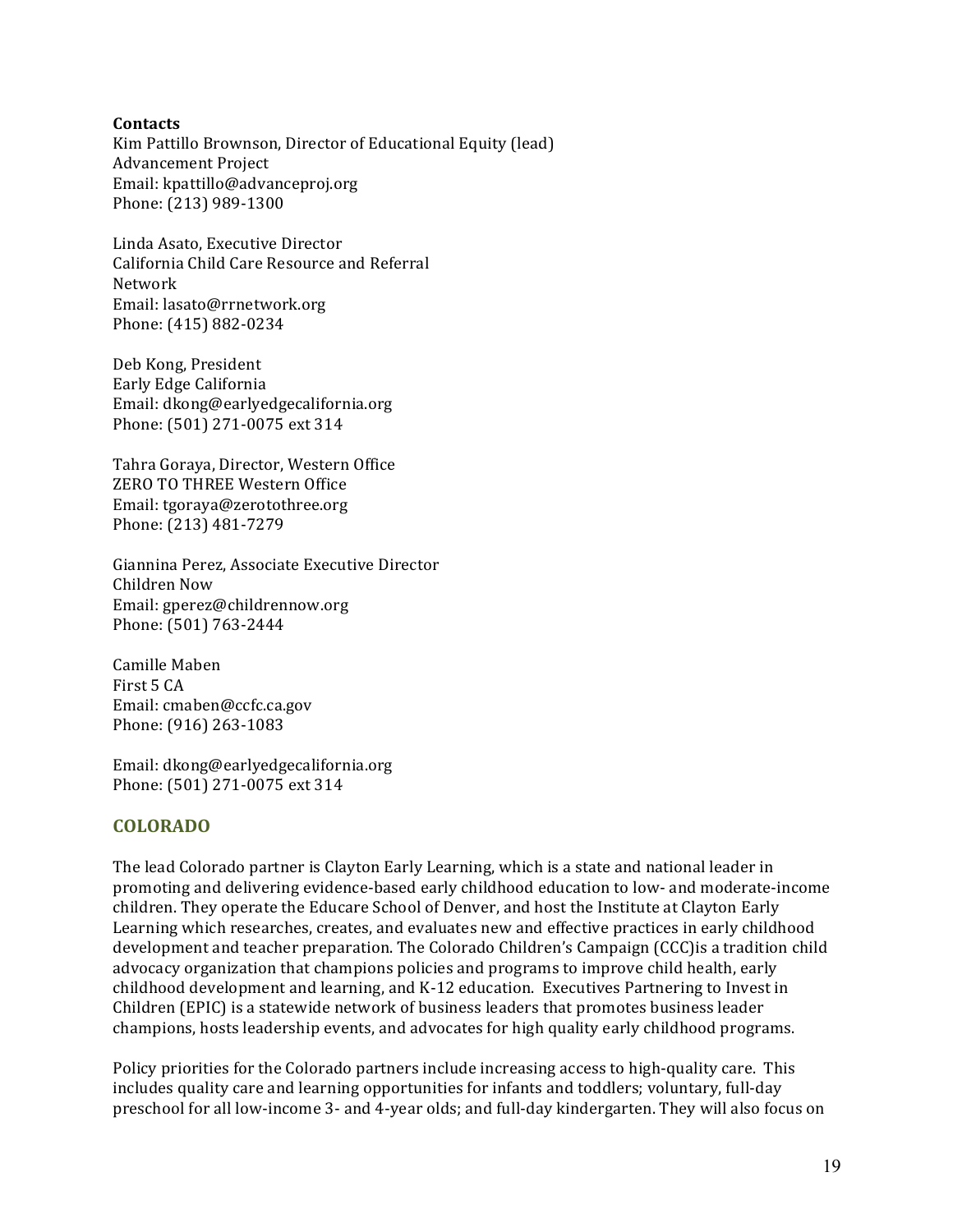**Contacts**

Kim Pattillo Brownson, Director of Educational Equity (lead)
Advancement Project
Email: kpattillo@advanceproj.org
Phone: (213) 989-1300

Linda Asato, Executive Director
California Child Care Resource and Referral Network
Email: lasato@rrnetwork.org
Phone: (415) 882-0234

Deb Kong, President
Early Edge California
Email: dkong@earlyedgecalifornia.org
Phone: (501) 271-0075 ext 314

Tahra Goraya, Director, Western Office
ZERO TO THREE Western Office
Email: tgoraya@zerotothree.org
Phone: (213) 481-7279

Giannina Perez, Associate Executive Director
Children Now
Email: gperez@childrennow.org
Phone: (501) 763-2444

Camille Maben
First 5 CA
Email: cmaben@ccfc.ca.gov
Phone: (916) 263-1083

Email: dkong@earlyedgecalifornia.org
Phone: (501) 271-0075 ext 314

## COLORADO

The lead Colorado partner is Clayton Early Learning, which is a state and national leader in promoting and delivering evidence-based early childhood education to low- and moderate-income children. They operate the Educare School of Denver, and host the Institute at Clayton Early Learning which researches, creates, and evaluates new and effective practices in early childhood development and teacher preparation. The Colorado Children's Campaign (CCC)is a tradition child advocacy organization that champions policies and programs to improve child health, early childhood development and learning, and K-12 education. Executives Partnering to Invest in Children (EPIC) is a statewide network of business leaders that promotes business leader champions, hosts leadership events, and advocates for high quality early childhood programs.

Policy priorities for the Colorado partners include increasing access to high-quality care. This includes quality care and learning opportunities for infants and toddlers; voluntary, full-day preschool for all low-income 3- and 4-year olds; and full-day kindergarten. They will also focus on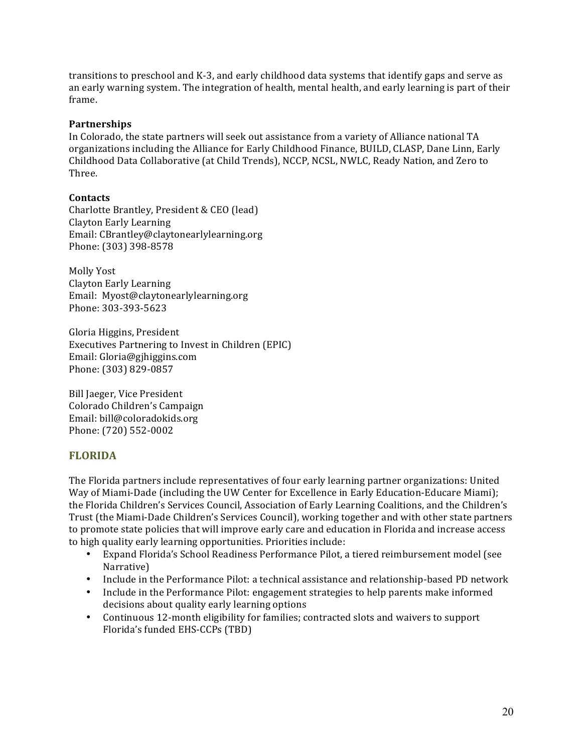transitions to preschool and K-3, and early childhood data systems that identify gaps and serve as an early warning system. The integration of health, mental health, and early learning is part of their frame.

**Partnerships**

In Colorado, the state partners will seek out assistance from a variety of Alliance national TA organizations including the Alliance for Early Childhood Finance, BUILD, CLASP, Dane Linn, Early Childhood Data Collaborative (at Child Trends), NCCP, NCSL, NWLC, Ready Nation, and Zero to Three.

**Contacts**

Charlotte Brantley, President & CEO (lead)
Clayton Early Learning
Email: CBrantley@claytonearlylearning.org
Phone: (303) 398-8578

Molly Yost
Clayton Early Learning
Email: Myost@claytonearlylearning.org
Phone: 303-393-5623

Gloria Higgins, President
Executives Partnering to Invest in Children (EPIC)
Email: Gloria@gjhiggins.com
Phone: (303) 829-0857

Bill Jaeger, Vice President
Colorado Children's Campaign
Email: bill@coloradokids.org
Phone: (720) 552-0002

## FLORIDA

The Florida partners include representatives of four early learning partner organizations: United Way of Miami-Dade (including the UW Center for Excellence in Early Education-Educare Miami); the Florida Children's Services Council, Association of Early Learning Coalitions, and the Children's Trust (the Miami-Dade Children's Services Council), working together and with other state partners to promote state policies that will improve early care and education in Florida and increase access to high quality early learning opportunities. Priorities include:

- Expand Florida's School Readiness Performance Pilot, a tiered reimbursement model (see Narrative)
- Include in the Performance Pilot: a technical assistance and relationship-based PD network
- Include in the Performance Pilot: engagement strategies to help parents make informed decisions about quality early learning options
- Continuous 12-month eligibility for families; contracted slots and waivers to support Florida's funded EHS-CCPs (TBD)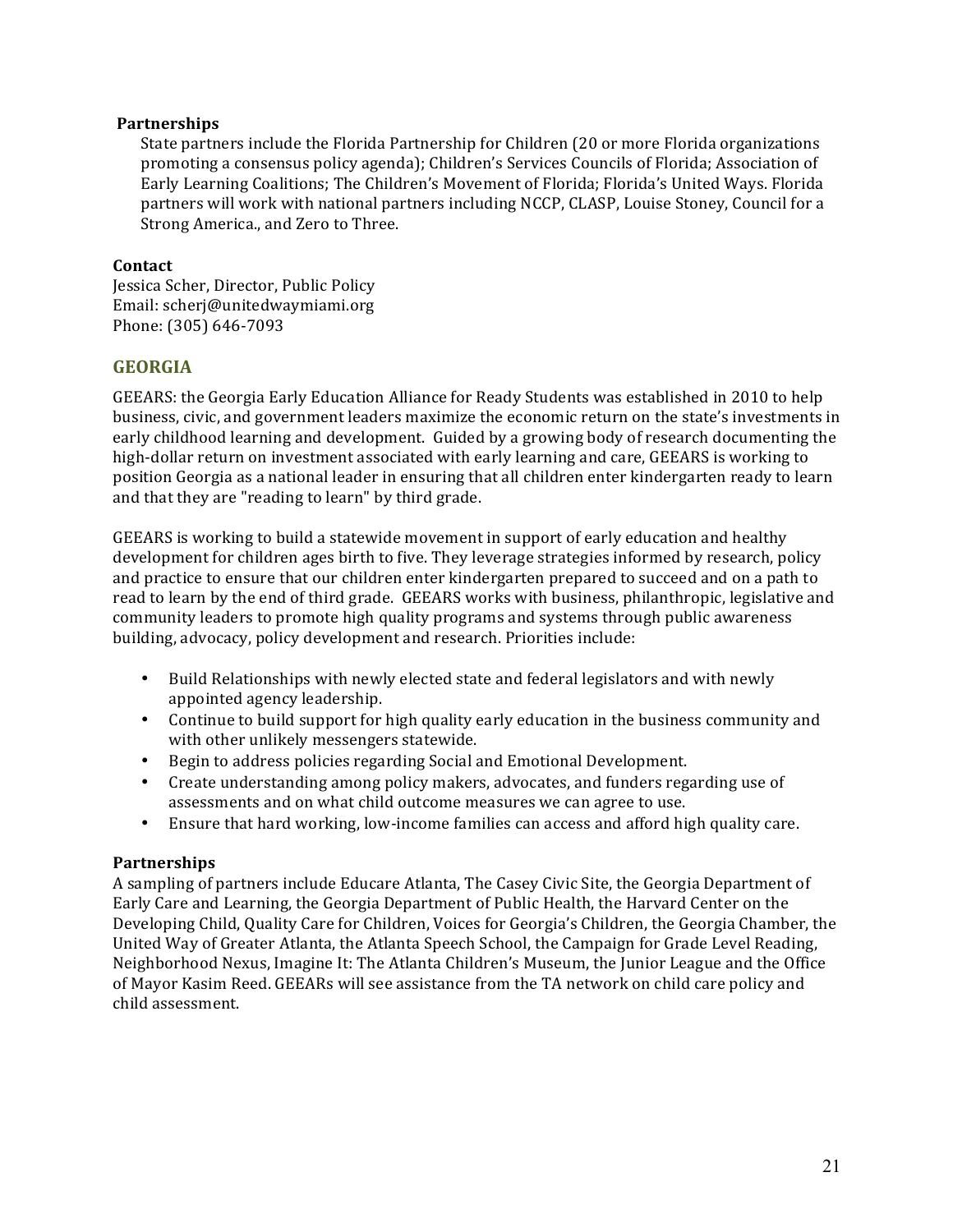**Partnerships**

State partners include the Florida Partnership for Children (20 or more Florida organizations promoting a consensus policy agenda); Children's Services Councils of Florida; Association of Early Learning Coalitions; The Children's Movement of Florida; Florida's United Ways. Florida partners will work with national partners including NCCP, CLASP, Louise Stoney, Council for a Strong America., and Zero to Three.

**Contact**

Jessica Scher, Director, Public Policy
Email: scherj@unitedwaymiami.org
Phone: (305) 646-7093

## GEORGIA

GEEARS: the Georgia Early Education Alliance for Ready Students was established in 2010 to help business, civic, and government leaders maximize the economic return on the state's investments in early childhood learning and development. Guided by a growing body of research documenting the high-dollar return on investment associated with early learning and care, GEEARS is working to position Georgia as a national leader in ensuring that all children enter kindergarten ready to learn and that they are "reading to learn" by third grade.

GEEARS is working to build a statewide movement in support of early education and healthy development for children ages birth to five. They leverage strategies informed by research, policy and practice to ensure that our children enter kindergarten prepared to succeed and on a path to read to learn by the end of third grade. GEEARS works with business, philanthropic, legislative and community leaders to promote high quality programs and systems through public awareness building, advocacy, policy development and research. Priorities include:

- Build Relationships with newly elected state and federal legislators and with newly appointed agency leadership.
- Continue to build support for high quality early education in the business community and with other unlikely messengers statewide.
- Begin to address policies regarding Social and Emotional Development.
- Create understanding among policy makers, advocates, and funders regarding use of assessments and on what child outcome measures we can agree to use.
- Ensure that hard working, low-income families can access and afford high quality care.

**Partnerships**

A sampling of partners include Educare Atlanta, The Casey Civic Site, the Georgia Department of Early Care and Learning, the Georgia Department of Public Health, the Harvard Center on the Developing Child, Quality Care for Children, Voices for Georgia's Children, the Georgia Chamber, the United Way of Greater Atlanta, the Atlanta Speech School, the Campaign for Grade Level Reading, Neighborhood Nexus, Imagine It: The Atlanta Children's Museum, the Junior League and the Office of Mayor Kasim Reed. GEEARs will see assistance from the TA network on child care policy and child assessment.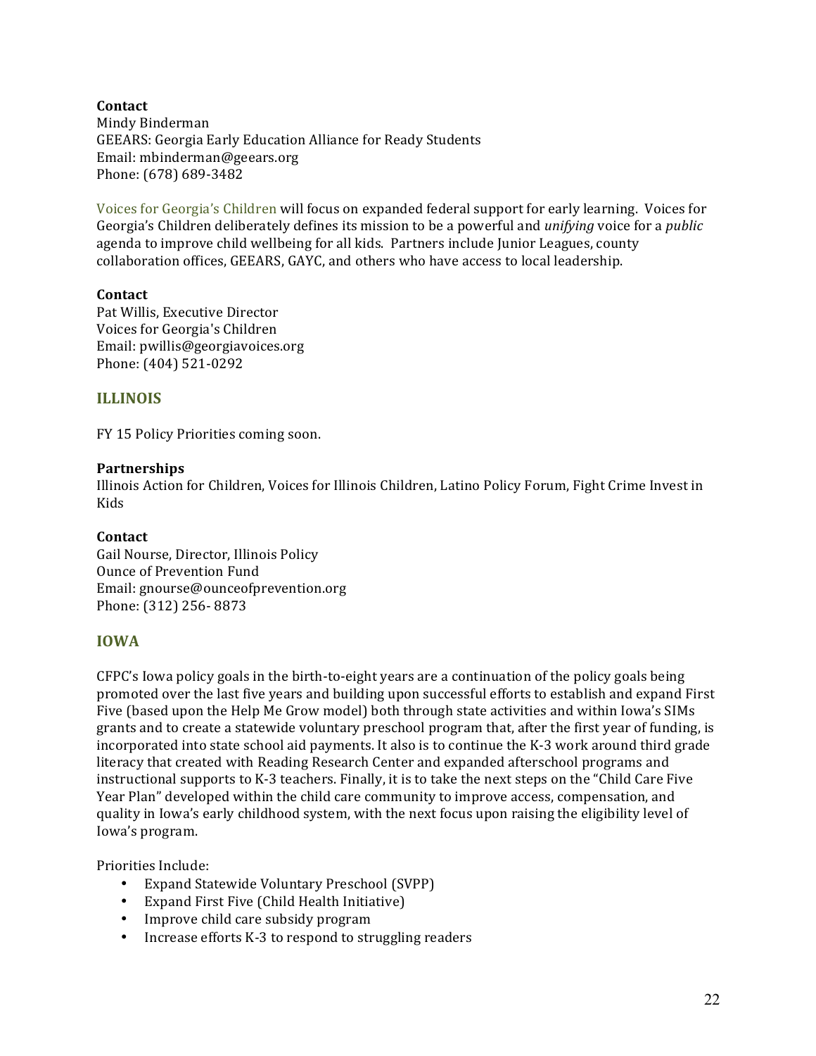**Contact**
Mindy Binderman
GEEARS: Georgia Early Education Alliance for Ready Students
Email: mbinderman@geears.org
Phone: (678) 689-3482

Voices for Georgia's Children will focus on expanded federal support for early learning. Voices for Georgia's Children deliberately defines its mission to be a powerful and *unifying* voice for a *public* agenda to improve child wellbeing for all kids. Partners include Junior Leagues, county collaboration offices, GEEARS, GAYC, and others who have access to local leadership.

**Contact**
Pat Willis, Executive Director
Voices for Georgia's Children
Email: pwillis@georgiavoices.org
Phone: (404) 521-0292

## ILLINOIS

FY 15 Policy Priorities coming soon.

**Partnerships**
Illinois Action for Children, Voices for Illinois Children, Latino Policy Forum, Fight Crime Invest in Kids

**Contact**
Gail Nourse, Director, Illinois Policy
Ounce of Prevention Fund
Email: gnourse@ounceofprevention.org
Phone: (312) 256- 8873

## IOWA

CFPC's Iowa policy goals in the birth-to-eight years are a continuation of the policy goals being promoted over the last five years and building upon successful efforts to establish and expand First Five (based upon the Help Me Grow model) both through state activities and within Iowa's SIMs grants and to create a statewide voluntary preschool program that, after the first year of funding, is incorporated into state school aid payments. It also is to continue the K-3 work around third grade literacy that created with Reading Research Center and expanded afterschool programs and instructional supports to K-3 teachers. Finally, it is to take the next steps on the "Child Care Five Year Plan" developed within the child care community to improve access, compensation, and quality in Iowa's early childhood system, with the next focus upon raising the eligibility level of Iowa's program.

Priorities Include:

- Expand Statewide Voluntary Preschool (SVPP)
- Expand First Five (Child Health Initiative)
- Improve child care subsidy program
- Increase efforts K-3 to respond to struggling readers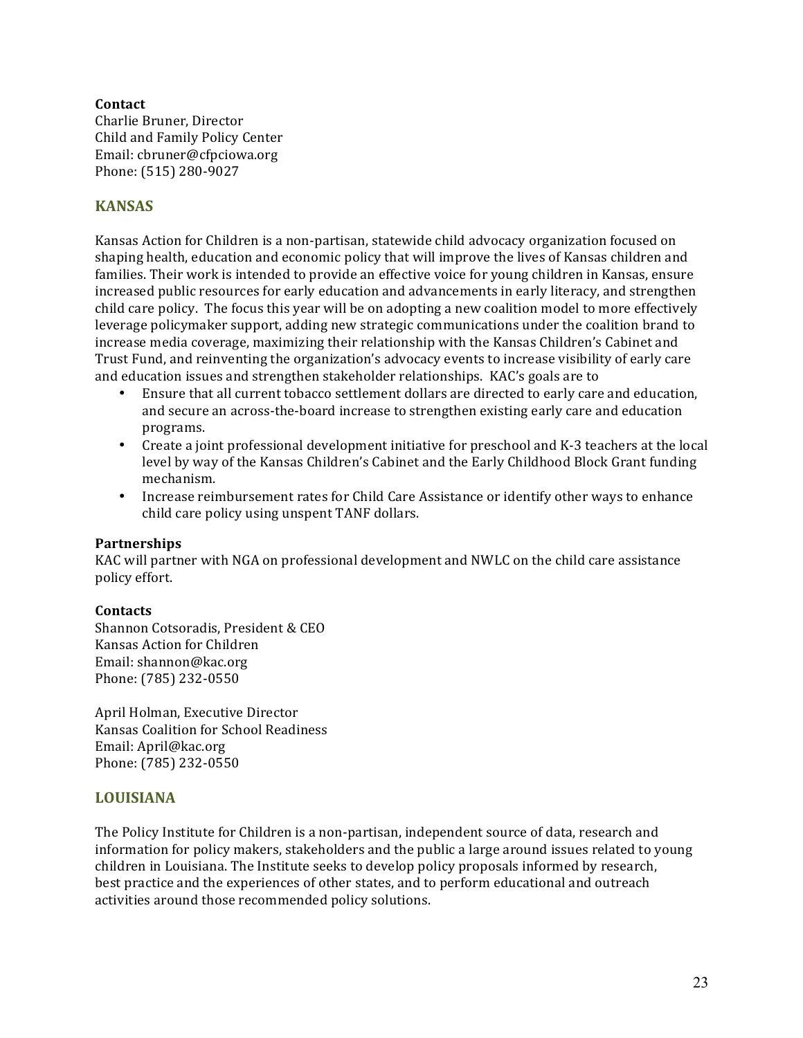**Contact**
Charlie Bruner, Director
Child and Family Policy Center
Email: cbruner@cfpciowa.org
Phone: (515) 280-9027

## KANSAS

Kansas Action for Children is a non-partisan, statewide child advocacy organization focused on shaping health, education and economic policy that will improve the lives of Kansas children and families. Their work is intended to provide an effective voice for young children in Kansas, ensure increased public resources for early education and advancements in early literacy, and strengthen child care policy. The focus this year will be on adopting a new coalition model to more effectively leverage policymaker support, adding new strategic communications under the coalition brand to increase media coverage, maximizing their relationship with the Kansas Children's Cabinet and Trust Fund, and reinventing the organization's advocacy events to increase visibility of early care and education issues and strengthen stakeholder relationships. KAC's goals are to

- Ensure that all current tobacco settlement dollars are directed to early care and education, and secure an across-the-board increase to strengthen existing early care and education programs.
- Create a joint professional development initiative for preschool and K-3 teachers at the local level by way of the Kansas Children's Cabinet and the Early Childhood Block Grant funding mechanism.
- Increase reimbursement rates for Child Care Assistance or identify other ways to enhance child care policy using unspent TANF dollars.

**Partnerships**
KAC will partner with NGA on professional development and NWLC on the child care assistance policy effort.

**Contacts**
Shannon Cotsoradis, President & CEO
Kansas Action for Children
Email: shannon@kac.org
Phone: (785) 232-0550

April Holman, Executive Director
Kansas Coalition for School Readiness
Email: April@kac.org
Phone: (785) 232-0550

## LOUISIANA

The Policy Institute for Children is a non-partisan, independent source of data, research and information for policy makers, stakeholders and the public a large around issues related to young children in Louisiana. The Institute seeks to develop policy proposals informed by research, best practice and the experiences of other states, and to perform educational and outreach activities around those recommended policy solutions.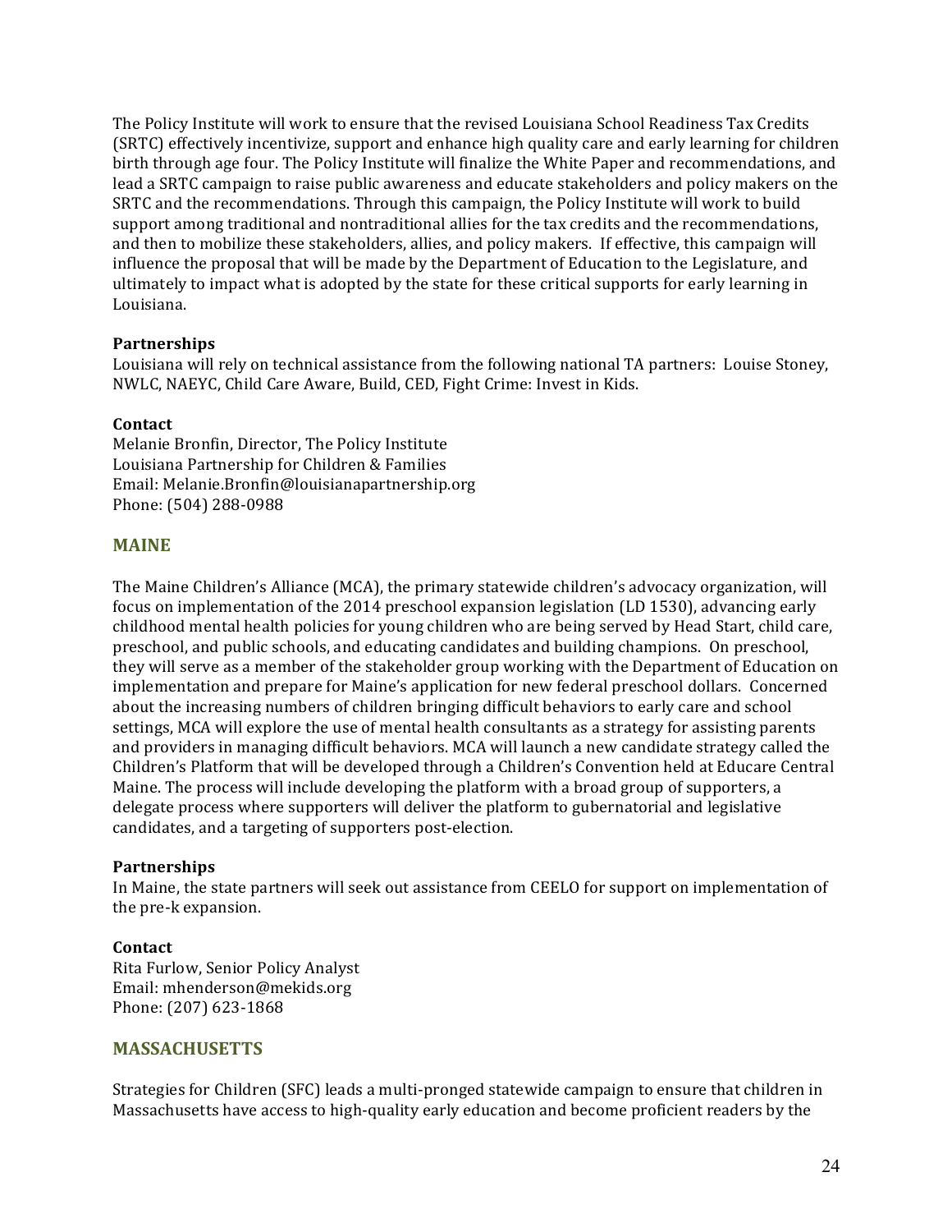The Policy Institute will work to ensure that the revised Louisiana School Readiness Tax Credits (SRTC) effectively incentivize, support and enhance high quality care and early learning for children birth through age four. The Policy Institute will finalize the White Paper and recommendations, and lead a SRTC campaign to raise public awareness and educate stakeholders and policy makers on the SRTC and the recommendations. Through this campaign, the Policy Institute will work to build support among traditional and nontraditional allies for the tax credits and the recommendations, and then to mobilize these stakeholders, allies, and policy makers. If effective, this campaign will influence the proposal that will be made by the Department of Education to the Legislature, and ultimately to impact what is adopted by the state for these critical supports for early learning in Louisiana.

**Partnerships**
Louisiana will rely on technical assistance from the following national TA partners: Louise Stoney, NWLC, NAEYC, Child Care Aware, Build, CED, Fight Crime: Invest in Kids.

**Contact**
Melanie Bronfin, Director, The Policy Institute
Louisiana Partnership for Children & Families
Email: Melanie.Bronfin@louisianapartnership.org
Phone: (504) 288-0988

## MAINE

The Maine Children's Alliance (MCA), the primary statewide children's advocacy organization, will focus on implementation of the 2014 preschool expansion legislation (LD 1530), advancing early childhood mental health policies for young children who are being served by Head Start, child care, preschool, and public schools, and educating candidates and building champions. On preschool, they will serve as a member of the stakeholder group working with the Department of Education on implementation and prepare for Maine's application for new federal preschool dollars. Concerned about the increasing numbers of children bringing difficult behaviors to early care and school settings, MCA will explore the use of mental health consultants as a strategy for assisting parents and providers in managing difficult behaviors. MCA will launch a new candidate strategy called the Children's Platform that will be developed through a Children's Convention held at Educare Central Maine. The process will include developing the platform with a broad group of supporters, a delegate process where supporters will deliver the platform to gubernatorial and legislative candidates, and a targeting of supporters post-election.

**Partnerships**
In Maine, the state partners will seek out assistance from CEELO for support on implementation of the pre-k expansion.

**Contact**
Rita Furlow, Senior Policy Analyst
Email: mhenderson@mekids.org
Phone: (207) 623-1868

## MASSACHUSETTS

Strategies for Children (SFC) leads a multi-pronged statewide campaign to ensure that children in Massachusetts have access to high-quality early education and become proficient readers by the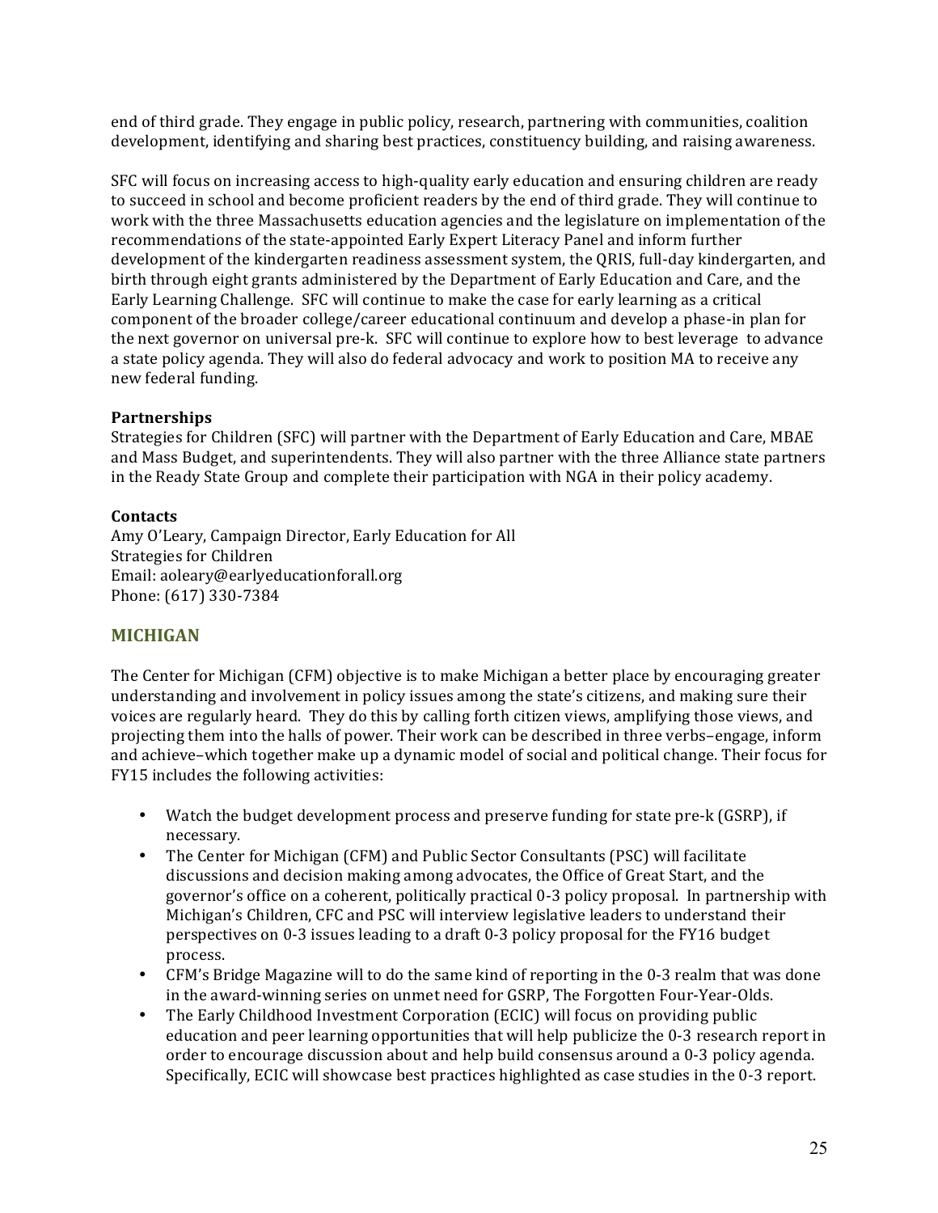end of third grade. They engage in public policy, research, partnering with communities, coalition development, identifying and sharing best practices, constituency building, and raising awareness.

SFC will focus on increasing access to high-quality early education and ensuring children are ready to succeed in school and become proficient readers by the end of third grade. They will continue to work with the three Massachusetts education agencies and the legislature on implementation of the recommendations of the state-appointed Early Expert Literacy Panel and inform further development of the kindergarten readiness assessment system, the QRIS, full-day kindergarten, and birth through eight grants administered by the Department of Early Education and Care, and the Early Learning Challenge. SFC will continue to make the case for early learning as a critical component of the broader college/career educational continuum and develop a phase-in plan for the next governor on universal pre-k. SFC will continue to explore how to best leverage to advance a state policy agenda. They will also do federal advocacy and work to position MA to receive any new federal funding.

**Partnerships**
Strategies for Children (SFC) will partner with the Department of Early Education and Care, MBAE and Mass Budget, and superintendents. They will also partner with the three Alliance state partners in the Ready State Group and complete their participation with NGA in their policy academy.

**Contacts**
Amy O'Leary, Campaign Director, Early Education for All
Strategies for Children
Email: aoleary@earlyeducationforall.org
Phone: (617) 330-7384

## MICHIGAN

The Center for Michigan (CFM) objective is to make Michigan a better place by encouraging greater understanding and involvement in policy issues among the state's citizens, and making sure their voices are regularly heard. They do this by calling forth citizen views, amplifying those views, and projecting them into the halls of power. Their work can be described in three verbs–engage, inform and achieve–which together make up a dynamic model of social and political change. Their focus for FY15 includes the following activities:

- Watch the budget development process and preserve funding for state pre-k (GSRP), if necessary.
- The Center for Michigan (CFM) and Public Sector Consultants (PSC) will facilitate discussions and decision making among advocates, the Office of Great Start, and the governor's office on a coherent, politically practical 0-3 policy proposal. In partnership with Michigan's Children, CFC and PSC will interview legislative leaders to understand their perspectives on 0-3 issues leading to a draft 0-3 policy proposal for the FY16 budget process.
- CFM's Bridge Magazine will to do the same kind of reporting in the 0-3 realm that was done in the award-winning series on unmet need for GSRP, The Forgotten Four-Year-Olds.
- The Early Childhood Investment Corporation (ECIC) will focus on providing public education and peer learning opportunities that will help publicize the 0-3 research report in order to encourage discussion about and help build consensus around a 0-3 policy agenda. Specifically, ECIC will showcase best practices highlighted as case studies in the 0-3 report.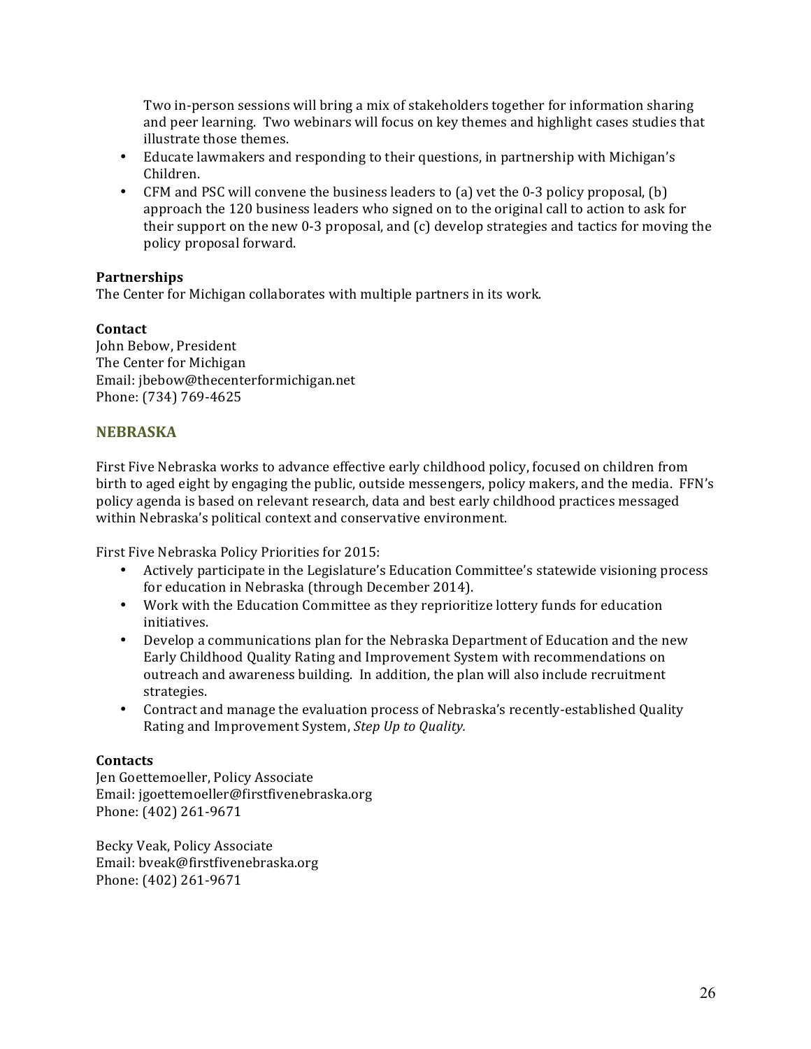Two in-person sessions will bring a mix of stakeholders together for information sharing and peer learning. Two webinars will focus on key themes and highlight cases studies that illustrate those themes.

- Educate lawmakers and responding to their questions, in partnership with Michigan's Children.
- CFM and PSC will convene the business leaders to (a) vet the 0-3 policy proposal, (b) approach the 120 business leaders who signed on to the original call to action to ask for their support on the new 0-3 proposal, and (c) develop strategies and tactics for moving the policy proposal forward.

**Partnerships**
The Center for Michigan collaborates with multiple partners in its work.

**Contact**
John Bebow, President
The Center for Michigan
Email: jbebow@thecenterformichigan.net
Phone: (734) 769-4625

## NEBRASKA

First Five Nebraska works to advance effective early childhood policy, focused on children from birth to aged eight by engaging the public, outside messengers, policy makers, and the media. FFN's policy agenda is based on relevant research, data and best early childhood practices messaged within Nebraska's political context and conservative environment.

First Five Nebraska Policy Priorities for 2015:

- Actively participate in the Legislature's Education Committee's statewide visioning process for education in Nebraska (through December 2014).
- Work with the Education Committee as they reprioritize lottery funds for education initiatives.
- Develop a communications plan for the Nebraska Department of Education and the new Early Childhood Quality Rating and Improvement System with recommendations on outreach and awareness building. In addition, the plan will also include recruitment strategies.
- Contract and manage the evaluation process of Nebraska's recently-established Quality Rating and Improvement System, *Step Up to Quality.*

**Contacts**
Jen Goettemoeller, Policy Associate
Email: jgoettemoeller@firstfivenebraska.org
Phone: (402) 261-9671

Becky Veak, Policy Associate
Email: bveak@firstfivenebraska.org
Phone: (402) 261-9671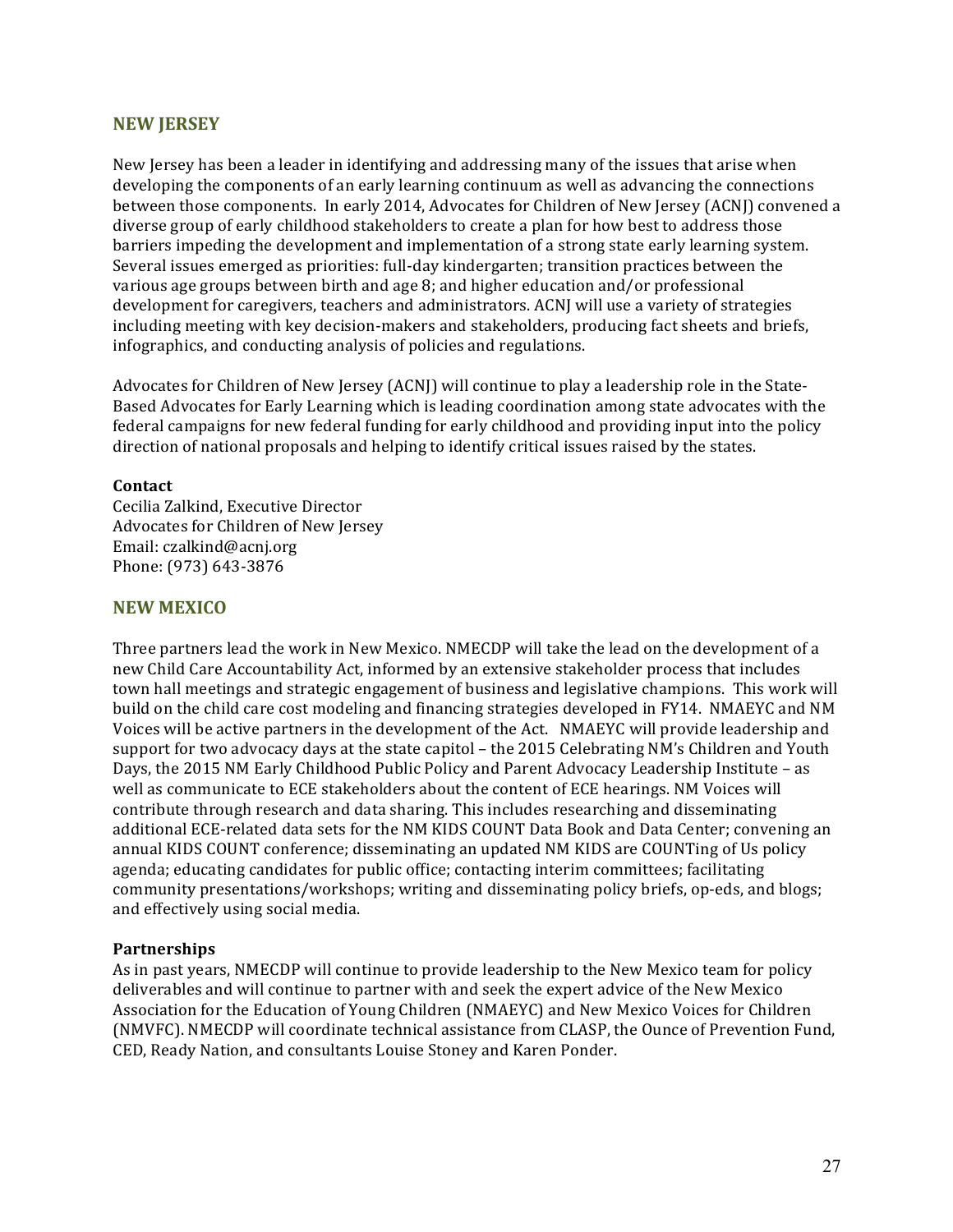## NEW JERSEY

New Jersey has been a leader in identifying and addressing many of the issues that arise when developing the components of an early learning continuum as well as advancing the connections between those components. In early 2014, Advocates for Children of New Jersey (ACNJ) convened a diverse group of early childhood stakeholders to create a plan for how best to address those barriers impeding the development and implementation of a strong state early learning system. Several issues emerged as priorities: full-day kindergarten; transition practices between the various age groups between birth and age 8; and higher education and/or professional development for caregivers, teachers and administrators. ACNJ will use a variety of strategies including meeting with key decision-makers and stakeholders, producing fact sheets and briefs, infographics, and conducting analysis of policies and regulations.

Advocates for Children of New Jersey (ACNJ) will continue to play a leadership role in the State-Based Advocates for Early Learning which is leading coordination among state advocates with the federal campaigns for new federal funding for early childhood and providing input into the policy direction of national proposals and helping to identify critical issues raised by the states.

**Contact**
Cecilia Zalkind, Executive Director
Advocates for Children of New Jersey
Email: czalkind@acnj.org
Phone: (973) 643-3876

## NEW MEXICO

Three partners lead the work in New Mexico. NMECDP will take the lead on the development of a new Child Care Accountability Act, informed by an extensive stakeholder process that includes town hall meetings and strategic engagement of business and legislative champions. This work will build on the child care cost modeling and financing strategies developed in FY14. NMAEYC and NM Voices will be active partners in the development of the Act. NMAEYC will provide leadership and support for two advocacy days at the state capitol – the 2015 Celebrating NM's Children and Youth Days, the 2015 NM Early Childhood Public Policy and Parent Advocacy Leadership Institute – as well as communicate to ECE stakeholders about the content of ECE hearings. NM Voices will contribute through research and data sharing. This includes researching and disseminating additional ECE-related data sets for the NM KIDS COUNT Data Book and Data Center; convening an annual KIDS COUNT conference; disseminating an updated NM KIDS are COUNTing of Us policy agenda; educating candidates for public office; contacting interim committees; facilitating community presentations/workshops; writing and disseminating policy briefs, op-eds, and blogs; and effectively using social media.

**Partnerships**
As in past years, NMECDP will continue to provide leadership to the New Mexico team for policy deliverables and will continue to partner with and seek the expert advice of the New Mexico Association for the Education of Young Children (NMAEYC) and New Mexico Voices for Children (NMVFC). NMECDP will coordinate technical assistance from CLASP, the Ounce of Prevention Fund, CED, Ready Nation, and consultants Louise Stoney and Karen Ponder.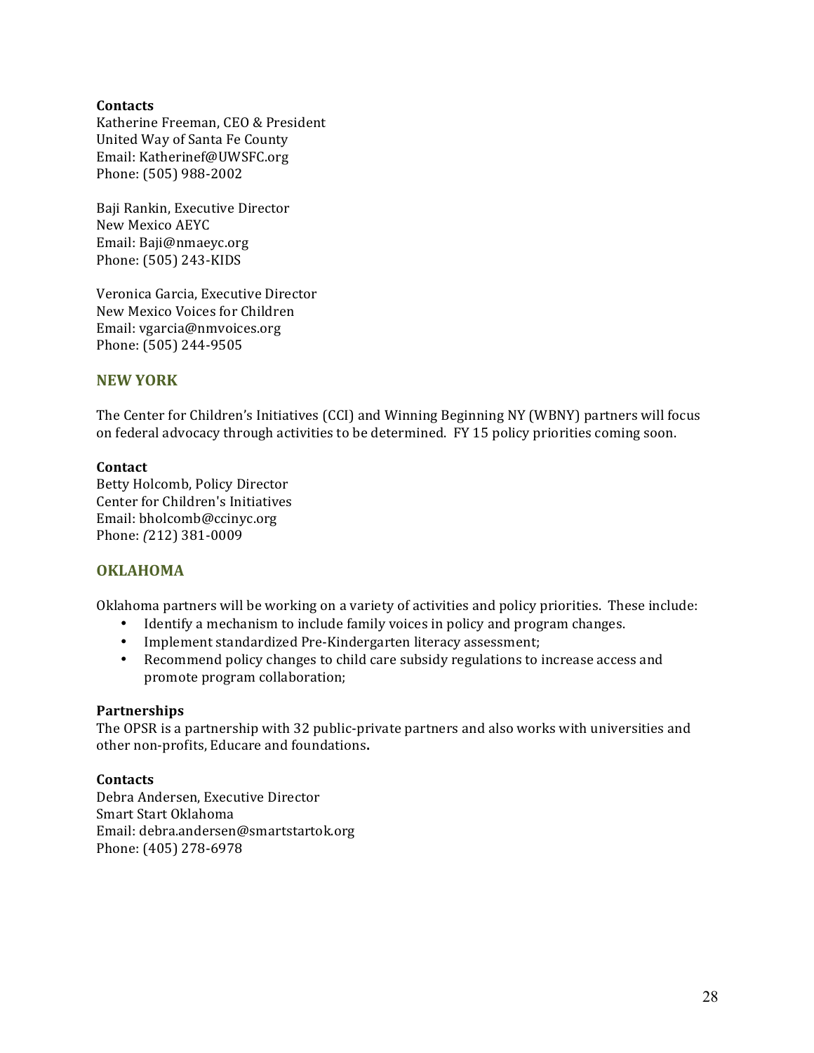**Contacts**
Katherine Freeman, CEO & President
United Way of Santa Fe County
Email: Katherinef@UWSFC.org
Phone: (505) 988-2002

Baji Rankin, Executive Director
New Mexico AEYC
Email: Baji@nmaeyc.org
Phone: (505) 243-KIDS

Veronica Garcia, Executive Director
New Mexico Voices for Children
Email: vgarcia@nmvoices.org
Phone: (505) 244-9505

## NEW YORK

The Center for Children's Initiatives (CCI) and Winning Beginning NY (WBNY) partners will focus on federal advocacy through activities to be determined. FY 15 policy priorities coming soon.

**Contact**
Betty Holcomb, Policy Director
Center for Children's Initiatives
Email: bholcomb@ccinyc.org
Phone: *(*212) 381-0009

## OKLAHOMA

Oklahoma partners will be working on a variety of activities and policy priorities. These include:

- Identify a mechanism to include family voices in policy and program changes.
- Implement standardized Pre-Kindergarten literacy assessment;
- Recommend policy changes to child care subsidy regulations to increase access and promote program collaboration;

**Partnerships**
The OPSR is a partnership with 32 public-private partners and also works with universities and other non-profits, Educare and foundations**.**

**Contacts**
Debra Andersen, Executive Director
Smart Start Oklahoma
Email: debra.andersen@smartstartok.org
Phone: (405) 278-6978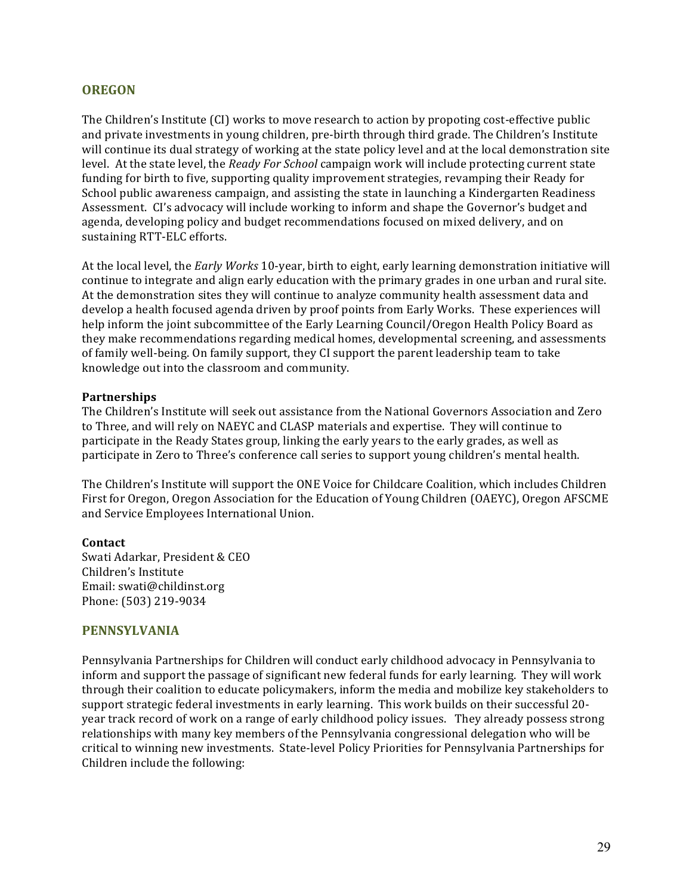## OREGON

The Children's Institute (CI) works to move research to action by propoting cost-effective public and private investments in young children, pre-birth through third grade. The Children's Institute will continue its dual strategy of working at the state policy level and at the local demonstration site level. At the state level, the *Ready For School* campaign work will include protecting current state funding for birth to five, supporting quality improvement strategies, revamping their Ready for School public awareness campaign, and assisting the state in launching a Kindergarten Readiness Assessment. CI's advocacy will include working to inform and shape the Governor's budget and agenda, developing policy and budget recommendations focused on mixed delivery, and on sustaining RTT-ELC efforts.

At the local level, the *Early Works* 10-year, birth to eight, early learning demonstration initiative will continue to integrate and align early education with the primary grades in one urban and rural site. At the demonstration sites they will continue to analyze community health assessment data and develop a health focused agenda driven by proof points from Early Works. These experiences will help inform the joint subcommittee of the Early Learning Council/Oregon Health Policy Board as they make recommendations regarding medical homes, developmental screening, and assessments of family well-being. On family support, they CI support the parent leadership team to take knowledge out into the classroom and community.

**Partnerships**
The Children's Institute will seek out assistance from the National Governors Association and Zero to Three, and will rely on NAEYC and CLASP materials and expertise. They will continue to participate in the Ready States group, linking the early years to the early grades, as well as participate in Zero to Three's conference call series to support young children's mental health.

The Children's Institute will support the ONE Voice for Childcare Coalition, which includes Children First for Oregon, Oregon Association for the Education of Young Children (OAEYC), Oregon AFSCME and Service Employees International Union.

**Contact**
Swati Adarkar, President & CEO
Children's Institute
Email: swati@childinst.org
Phone: (503) 219-9034

## PENNSYLVANIA

Pennsylvania Partnerships for Children will conduct early childhood advocacy in Pennsylvania to inform and support the passage of significant new federal funds for early learning. They will work through their coalition to educate policymakers, inform the media and mobilize key stakeholders to support strategic federal investments in early learning. This work builds on their successful 20-year track record of work on a range of early childhood policy issues. They already possess strong relationships with many key members of the Pennsylvania congressional delegation who will be critical to winning new investments. State-level Policy Priorities for Pennsylvania Partnerships for Children include the following: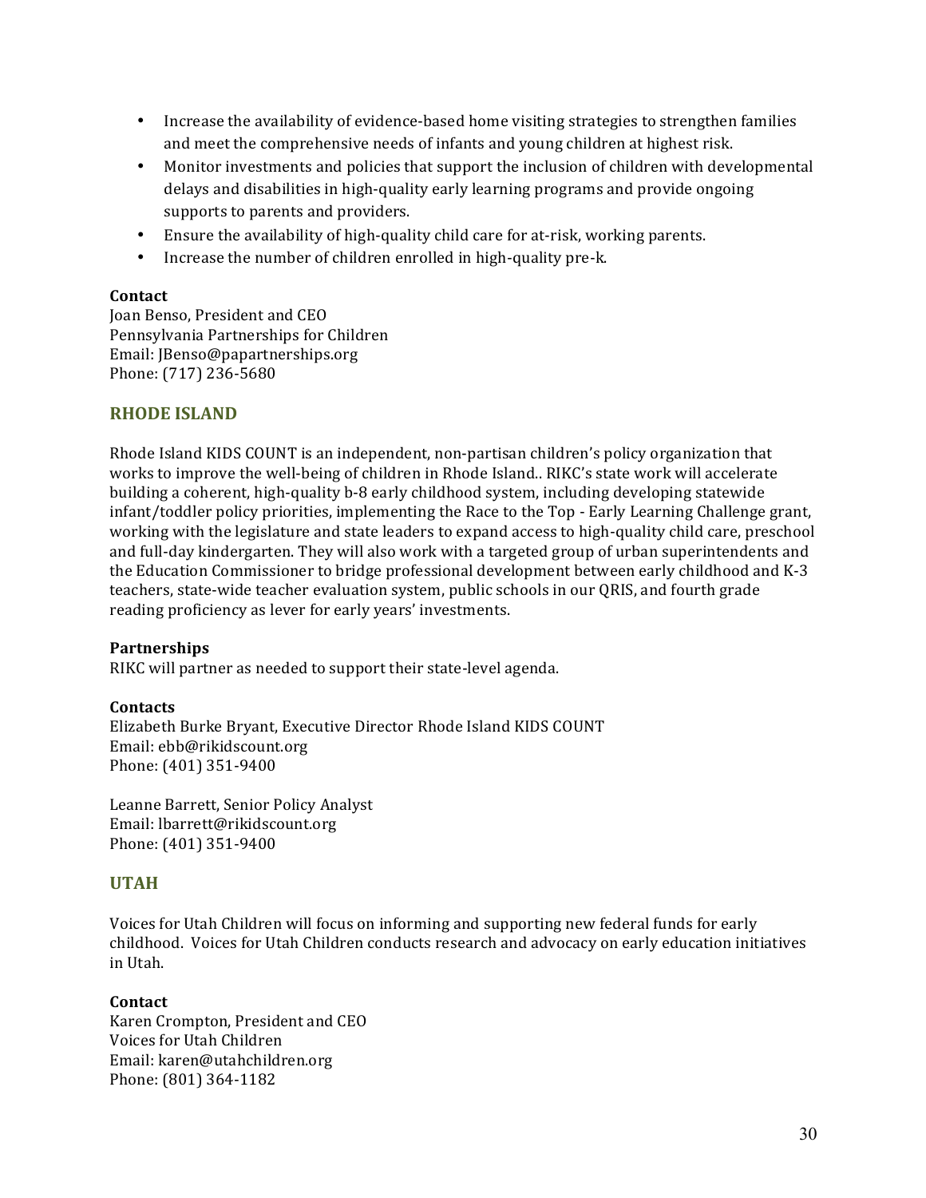- Increase the availability of evidence-based home visiting strategies to strengthen families and meet the comprehensive needs of infants and young children at highest risk.
- Monitor investments and policies that support the inclusion of children with developmental delays and disabilities in high-quality early learning programs and provide ongoing supports to parents and providers.
- Ensure the availability of high-quality child care for at-risk, working parents.
- Increase the number of children enrolled in high-quality pre-k.

**Contact**
Joan Benso, President and CEO
Pennsylvania Partnerships for Children
Email: JBenso@papartnerships.org
Phone: (717) 236-5680

## RHODE ISLAND

Rhode Island KIDS COUNT is an independent, non-partisan children's policy organization that works to improve the well-being of children in Rhode Island.. RIKC's state work will accelerate building a coherent, high-quality b-8 early childhood system, including developing statewide infant/toddler policy priorities, implementing the Race to the Top - Early Learning Challenge grant, working with the legislature and state leaders to expand access to high-quality child care, preschool and full-day kindergarten. They will also work with a targeted group of urban superintendents and the Education Commissioner to bridge professional development between early childhood and K-3 teachers, state-wide teacher evaluation system, public schools in our QRIS, and fourth grade reading proficiency as lever for early years' investments.

**Partnerships**
RIKC will partner as needed to support their state-level agenda.

**Contacts**
Elizabeth Burke Bryant, Executive Director Rhode Island KIDS COUNT
Email: ebb@rikidscount.org
Phone: (401) 351-9400

Leanne Barrett, Senior Policy Analyst
Email: lbarrett@rikidscount.org
Phone: (401) 351-9400

## UTAH

Voices for Utah Children will focus on informing and supporting new federal funds for early childhood. Voices for Utah Children conducts research and advocacy on early education initiatives in Utah.

**Contact**
Karen Crompton, President and CEO
Voices for Utah Children
Email: karen@utahchildren.org
Phone: (801) 364-1182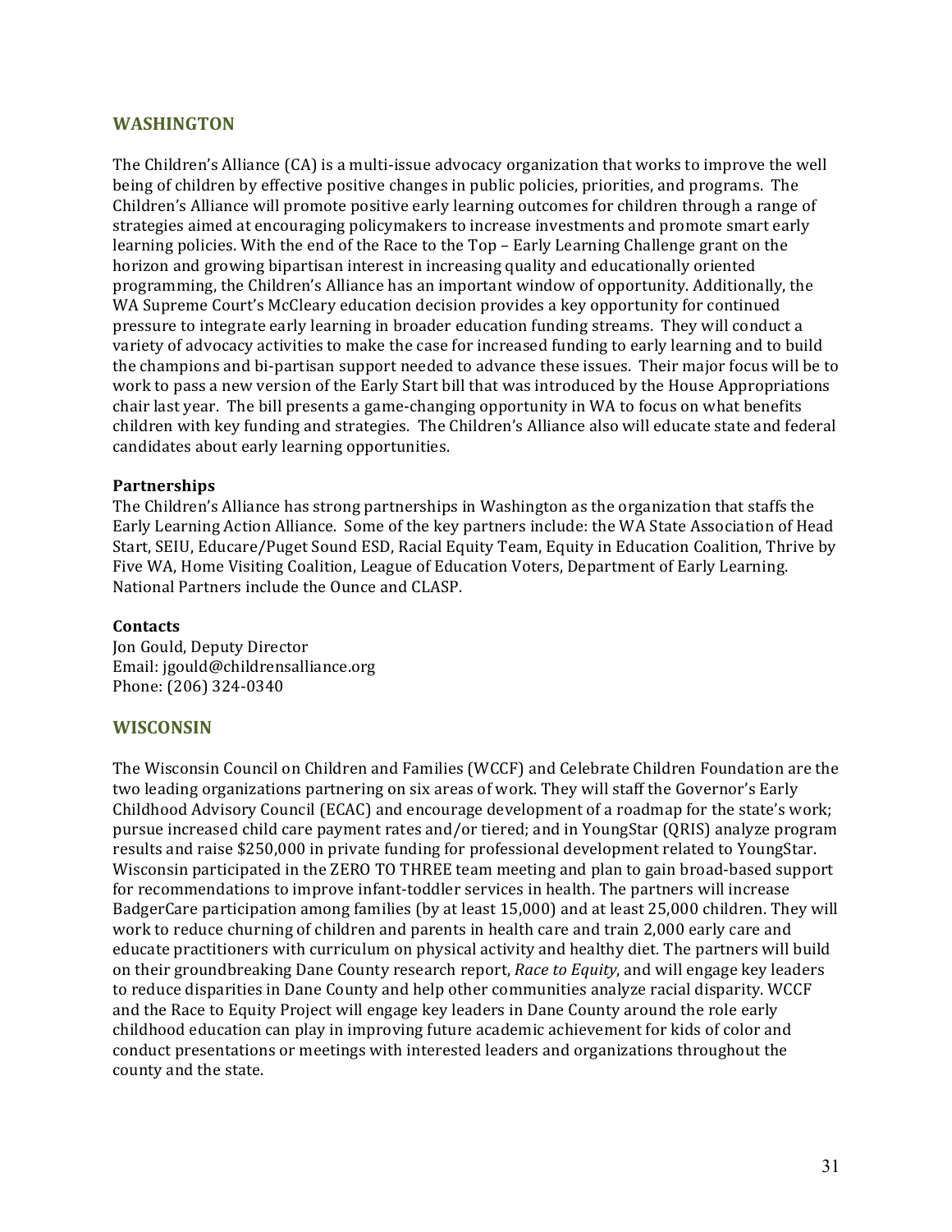## WASHINGTON

The Children's Alliance (CA) is a multi-issue advocacy organization that works to improve the well being of children by effective positive changes in public policies, priorities, and programs. The Children's Alliance will promote positive early learning outcomes for children through a range of strategies aimed at encouraging policymakers to increase investments and promote smart early learning policies. With the end of the Race to the Top – Early Learning Challenge grant on the horizon and growing bipartisan interest in increasing quality and educationally oriented programming, the Children's Alliance has an important window of opportunity. Additionally, the WA Supreme Court's McCleary education decision provides a key opportunity for continued pressure to integrate early learning in broader education funding streams. They will conduct a variety of advocacy activities to make the case for increased funding to early learning and to build the champions and bi-partisan support needed to advance these issues. Their major focus will be to work to pass a new version of the Early Start bill that was introduced by the House Appropriations chair last year. The bill presents a game-changing opportunity in WA to focus on what benefits children with key funding and strategies. The Children's Alliance also will educate state and federal candidates about early learning opportunities.

**Partnerships**
The Children's Alliance has strong partnerships in Washington as the organization that staffs the Early Learning Action Alliance. Some of the key partners include: the WA State Association of Head Start, SEIU, Educare/Puget Sound ESD, Racial Equity Team, Equity in Education Coalition, Thrive by Five WA, Home Visiting Coalition, League of Education Voters, Department of Early Learning. National Partners include the Ounce and CLASP.

**Contacts**
Jon Gould, Deputy Director
Email: jgould@childrensalliance.org
Phone: (206) 324-0340

## WISCONSIN

The Wisconsin Council on Children and Families (WCCF) and Celebrate Children Foundation are the two leading organizations partnering on six areas of work. They will staff the Governor's Early Childhood Advisory Council (ECAC) and encourage development of a roadmap for the state's work; pursue increased child care payment rates and/or tiered; and in YoungStar (QRIS) analyze program results and raise $250,000 in private funding for professional development related to YoungStar. Wisconsin participated in the ZERO TO THREE team meeting and plan to gain broad-based support for recommendations to improve infant-toddler services in health. The partners will increase BadgerCare participation among families (by at least 15,000) and at least 25,000 children. They will work to reduce churning of children and parents in health care and train 2,000 early care and educate practitioners with curriculum on physical activity and healthy diet. The partners will build on their groundbreaking Dane County research report, *Race to Equity*, and will engage key leaders to reduce disparities in Dane County and help other communities analyze racial disparity. WCCF and the Race to Equity Project will engage key leaders in Dane County around the role early childhood education can play in improving future academic achievement for kids of color and conduct presentations or meetings with interested leaders and organizations throughout the county and the state.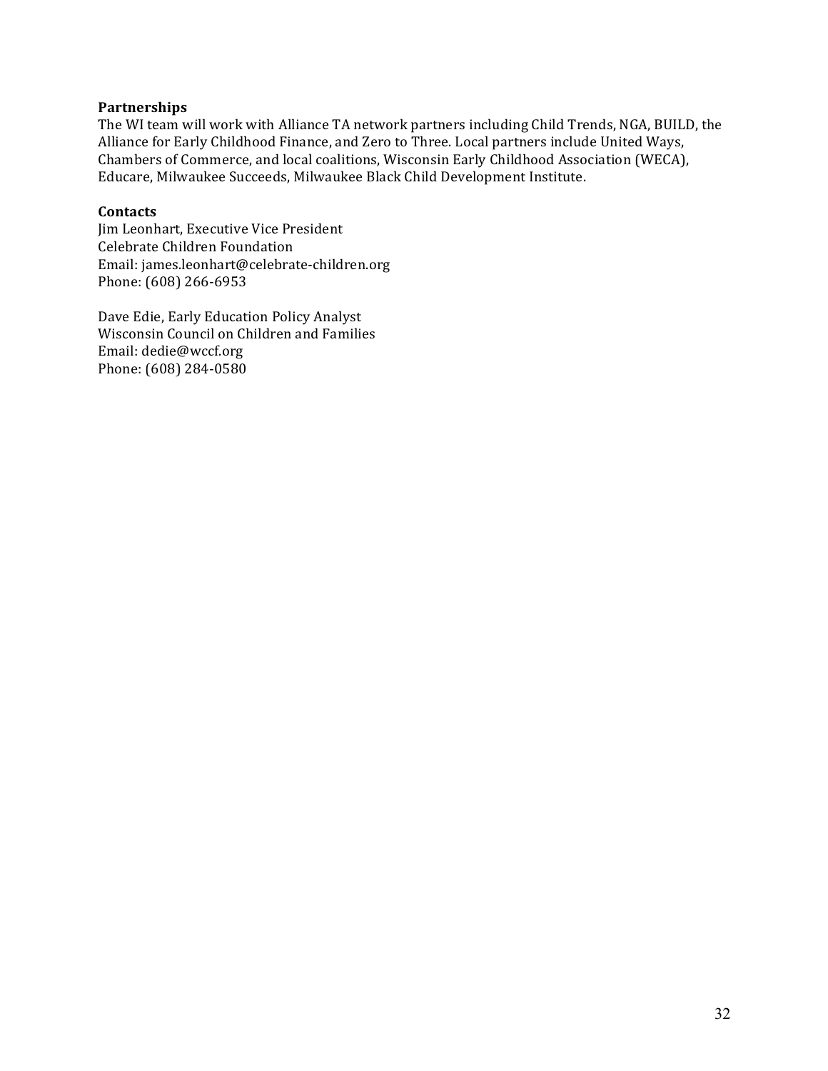**Partnerships**

The WI team will work with Alliance TA network partners including Child Trends, NGA, BUILD, the Alliance for Early Childhood Finance, and Zero to Three. Local partners include United Ways, Chambers of Commerce, and local coalitions, Wisconsin Early Childhood Association (WECA), Educare, Milwaukee Succeeds, Milwaukee Black Child Development Institute.

**Contacts**

Jim Leonhart, Executive Vice President
Celebrate Children Foundation
Email: james.leonhart@celebrate-children.org
Phone: (608) 266-6953

Dave Edie, Early Education Policy Analyst
Wisconsin Council on Children and Families
Email: dedie@wccf.org
Phone: (608) 284-0580